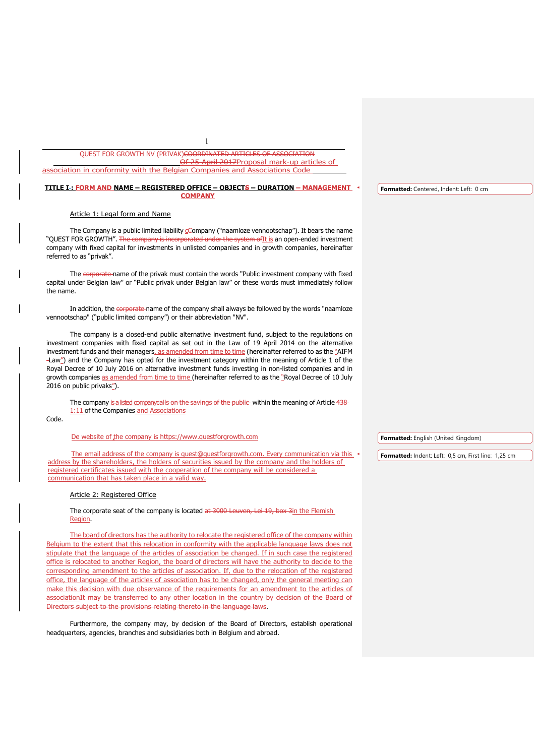QUEST FOR GROWTH NV (PRIVAK)COORDINATED ARTICLES OF ASSOCIATION

Of 25 April 2017Proposal mark-up articles of association in conformity with the Belgian Companies and Associations Code

## TITLE I-: FORM AND NAME – REGISTERED OFFICE – OBJECTS – DURATION – MANAGEMENT COMPANY

### Article 1: Legal form and Name

The Company is a public limited liability cCompany ("naamloze vennootschap"). It bears the name "QUEST FOR GROWTH". The company is incorporated under the system ofIt is an open-ended investment company with fixed capital for investments in unlisted companies and in growth companies, hereinafter referred to as "privak".

The corporate name of the privak must contain the words "Public investment company with fixed capital under Belgian law" or "Public privak under Belgian law" or these words must immediately follow the name.

In addition, the corporate name of the company shall always be followed by the words "naamloze vennootschap" ("public limited company") or their abbreviation "NV".

The company is a closed-end public alternative investment fund, subject to the regulations on investment companies with fixed capital as set out in the Law of 19 April 2014 on the alternative investment funds and their managers, as amended from time to time (hereinafter referred to as the "AIFM -Law") and the Company has opted for the investment category within the meaning of Article 1 of the Royal Decree of 10 July 2016 on alternative investment funds investing in non-listed companies and in growth companies as amended from time to time (hereinafter referred to as the "Royal Decree of 10 July 2016 on public privaks").

The company is a listed companycalls on the savings of the public within the meaning of Article 438 1:11 of the Companies and Associations Code.

De website of the company is https://www.questforgrowth.com

The email address of the company is quest@questforgrowth.com. Every communication via this address by the shareholders, the holders of securities issued by the company and the holders of registered certificates issued with the cooperation of the company will be considered a communication that has taken place in a valid way.

### Article 2: Registered Office

The corporate seat of the company is located at 3000 Leuven, Lei 19, box 3in the Flemish Region.

The board of directors has the authority to relocate the registered office of the company within Belgium to the extent that this relocation in conformity with the applicable language laws does not stipulate that the language of the articles of association be changed. If in such case the registered office is relocated to another Region, the board of directors will have the authority to decide to the corresponding amendment to the articles of association. If, due to the relocation of the registered office, the language of the articles of association has to be changed, only the general meeting can make this decision with due observance of the requirements for an amendment to the articles of associationIt may be transferred to any other location in the country by decision of the Board of Directors subject to the provisions relating thereto in the language laws.

Furthermore, the company may, by decision of the Board of Directors, establish operational headquarters, agencies, branches and subsidiaries both in Belgium and abroad.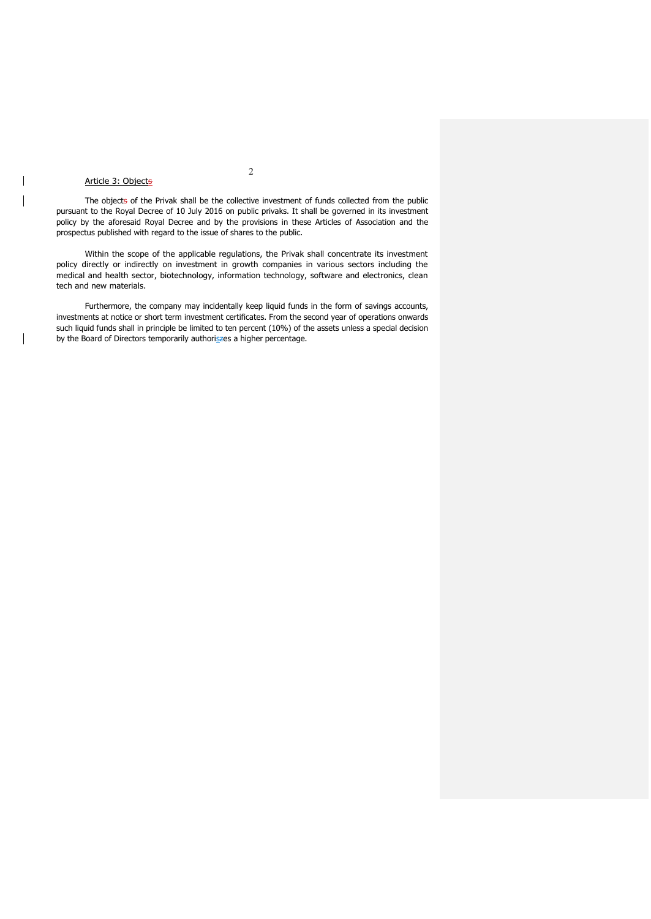Article 3: Object~~s~~

The object~~s~~ of the Privak shall be the collective investment of funds collected from the public pursuant to the Royal Decree of 10 July 2016 on public privaks. It shall be governed in its investment policy by the aforesaid Royal Decree and by the provisions in these Articles of Association and the prospectus published with regard to the issue of shares to the public.

Within the scope of the applicable regulations, the Privak shall concentrate its investment policy directly or indirectly on investment in growth companies in various sectors including the medical and health sector, biotechnology, information technology, software and electronics, clean tech and new materials.

Furthermore, the company may incidentally keep liquid funds in the form of savings accounts, investments at notice or short term investment certificates. From the second year of operations onwards such liquid funds shall in principle be limited to ten percent (10%) of the assets unless a special decision by the Board of Directors temporarily authoris~~z~~es a higher percentage.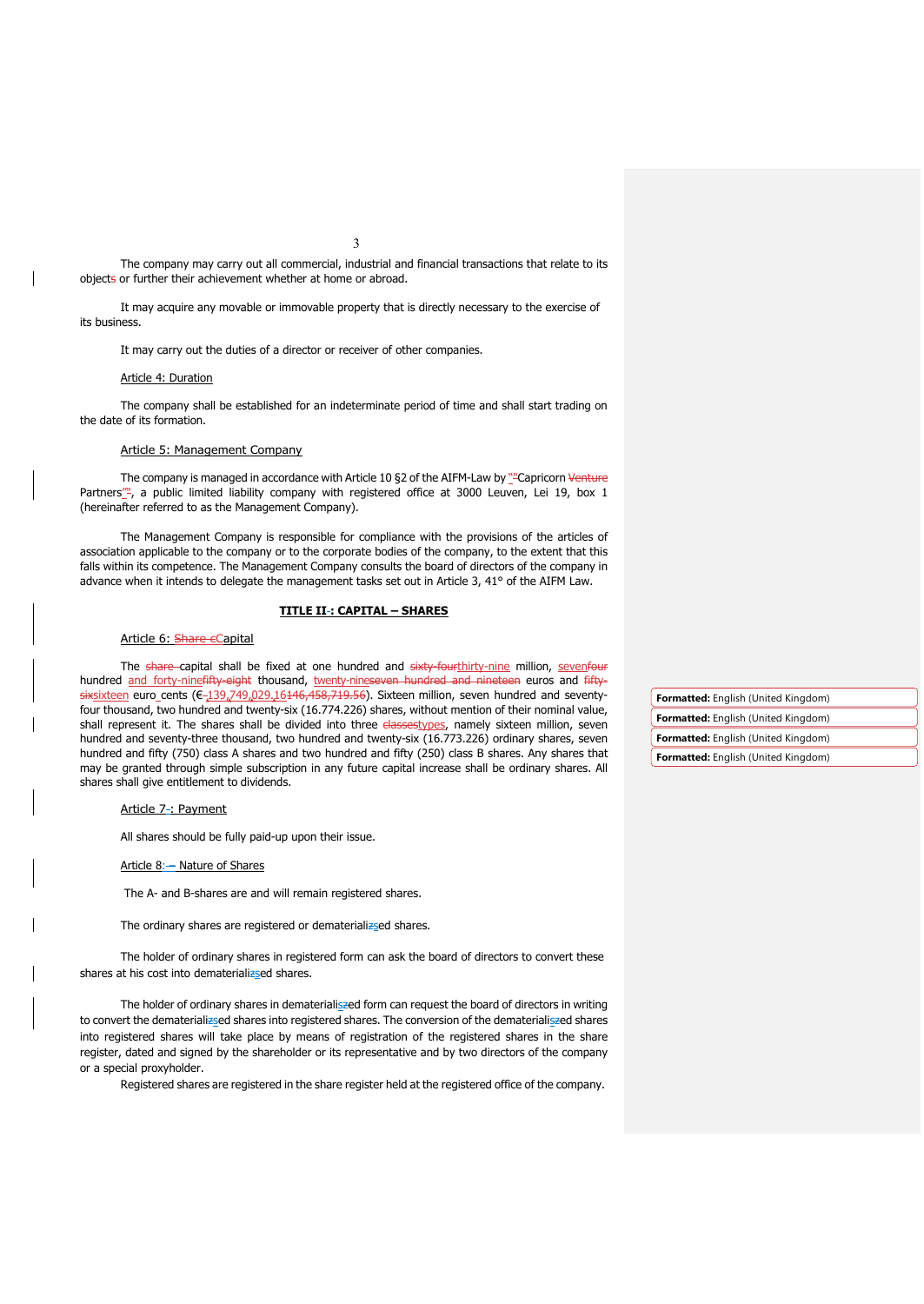The company may carry out all commercial, industrial and financial transactions that relate to its objects or further their achievement whether at home or abroad.

It may acquire any movable or immovable property that is directly necessary to the exercise of its business.

It may carry out the duties of a director or receiver of other companies.

Article 4: Duration

The company shall be established for an indeterminate period of time and shall start trading on the date of its formation.

Article 5: Management Company

The company is managed in accordance with Article 10 §2 of the AIFM-Law by "Capricorn ~~Venture~~ Partners", a public limited liability company with registered office at 3000 Leuven, Lei 19, box 1 (hereinafter referred to as the Management Company).

The Management Company is responsible for compliance with the provisions of the articles of association applicable to the company or to the corporate bodies of the company, to the extent that this falls within its competence. The Management Company consults the board of directors of the company in advance when it intends to delegate the management tasks set out in Article 3, 41° of the AIFM Law.

**TITLE II: CAPITAL – SHARES**

Article 6: ~~Share c~~Capital

The ~~share~~ capital shall be fixed at one hundred and ~~sixty-four~~thirty-nine million, seven~~four~~ hundred and forty-nine~~fifty-eight~~ thousand, twenty-nine~~seven hundred and nineteen~~ euros and ~~fifty-six~~sixteen euro cents (€ 139,749,029.16~~146,458,719.56~~). Sixteen million, seven hundred and seventy-four thousand, two hundred and twenty-six (16.774.226) shares, without mention of their nominal value, shall represent it. The shares shall be divided into three ~~classes~~types, namely sixteen million, seven hundred and seventy-three thousand, two hundred and twenty-six (16.773.226) ordinary shares, seven hundred and fifty (750) class A shares and two hundred and fifty (250) class B shares. Any shares that may be granted through simple subscription in any future capital increase shall be ordinary shares. All shares shall give entitlement to dividends.

Article 7: Payment

All shares should be fully paid-up upon their issue.

Article 8: Nature of Shares

The A- and B-shares are and will remain registered shares.

The ordinary shares are registered or dematerialised shares.

The holder of ordinary shares in registered form can ask the board of directors to convert these shares at his cost into dematerialised shares.

The holder of ordinary shares in dematerialized form can request the board of directors in writing to convert the dematerialized shares into registered shares. The conversion of the dematerialized shares into registered shares will take place by means of registration of the registered shares in the share register, dated and signed by the shareholder or its representative and by two directors of the company or a special proxyholder.

Registered shares are registered in the share register held at the registered office of the company.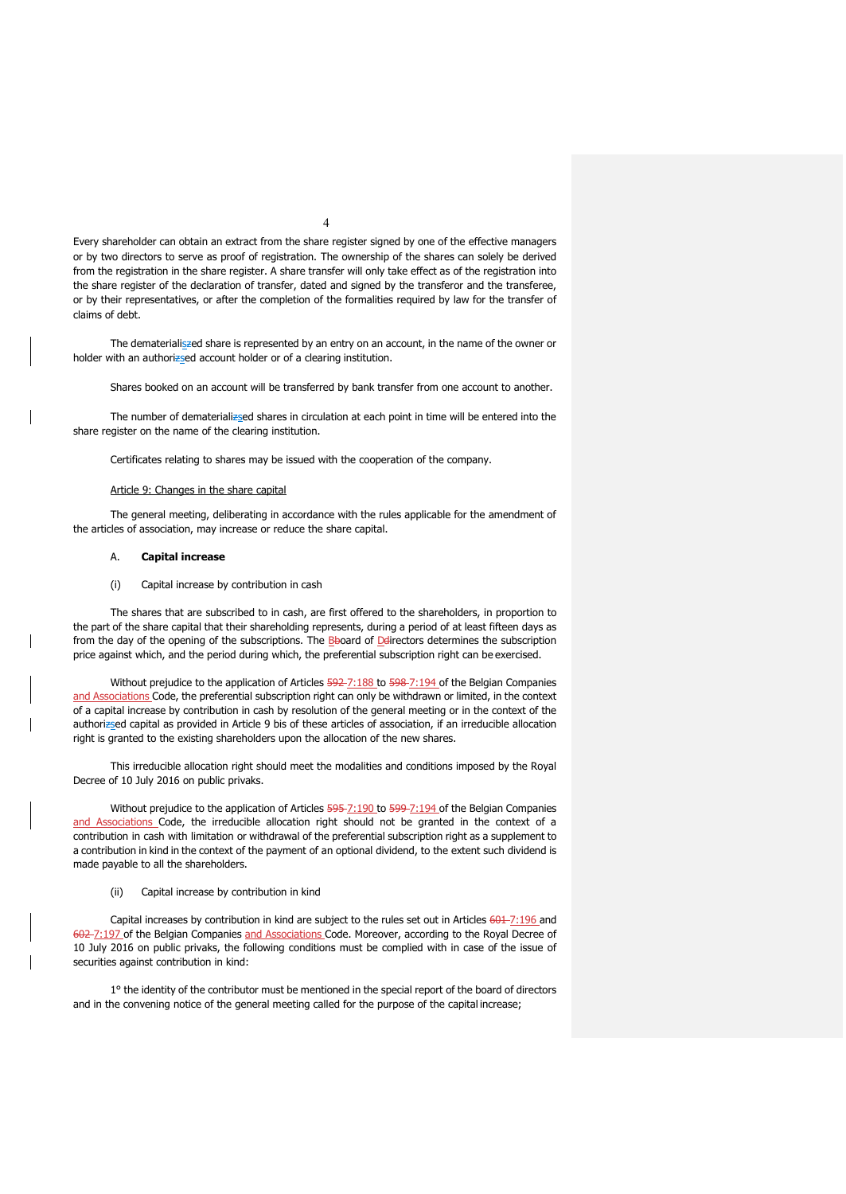Every shareholder can obtain an extract from the share register signed by one of the effective managers or by two directors to serve as proof of registration. The ownership of the shares can solely be derived from the registration in the share register. A share transfer will only take effect as of the registration into the share register of the declaration of transfer, dated and signed by the transferor and the transferee, or by their representatives, or after the completion of the formalities required by law for the transfer of claims of debt.

The dematerialis~~z~~ed share is represented by an entry on an account, in the name of the owner or holder with an authori~~z~~sed account holder or of a clearing institution.

Shares booked on an account will be transferred by bank transfer from one account to another.

The number of dematerial~~iz~~ised shares in circulation at each point in time will be entered into the share register on the name of the clearing institution.

Certificates relating to shares may be issued with the cooperation of the company.

Article 9: Changes in the share capital

The general meeting, deliberating in accordance with the rules applicable for the amendment of the articles of association, may increase or reduce the share capital.

A. **Capital increase**

(i) Capital increase by contribution in cash

The shares that are subscribed to in cash, are first offered to the shareholders, in proportion to the part of the share capital that their shareholding represents, during a period of at least fifteen days as from the day of the opening of the subscriptions. The B~~b~~oard of D~~d~~irectors determines the subscription price against which, and the period during which, the preferential subscription right can be exercised.

Without prejudice to the application of Articles ~~592~~ 7:188 to ~~598~~ 7:194 of the Belgian Companies and Associations Code, the preferential subscription right can only be withdrawn or limited, in the context of a capital increase by contribution in cash by resolution of the general meeting or in the context of the authori~~z~~sed capital as provided in Article 9 bis of these articles of association, if an irreducible allocation right is granted to the existing shareholders upon the allocation of the new shares.

This irreducible allocation right should meet the modalities and conditions imposed by the Royal Decree of 10 July 2016 on public privaks.

Without prejudice to the application of Articles ~~595~~ 7:190 to ~~599~~ 7:194 of the Belgian Companies and Associations Code, the irreducible allocation right should not be granted in the context of a contribution in cash with limitation or withdrawal of the preferential subscription right as a supplement to a contribution in kind in the context of the payment of an optional dividend, to the extent such dividend is made payable to all the shareholders.

(ii) Capital increase by contribution in kind

Capital increases by contribution in kind are subject to the rules set out in Articles ~~601~~ 7:196 and ~~602~~ 7:197 of the Belgian Companies and Associations Code. Moreover, according to the Royal Decree of 10 July 2016 on public privaks, the following conditions must be complied with in case of the issue of securities against contribution in kind:

1° the identity of the contributor must be mentioned in the special report of the board of directors and in the convening notice of the general meeting called for the purpose of the capital increase;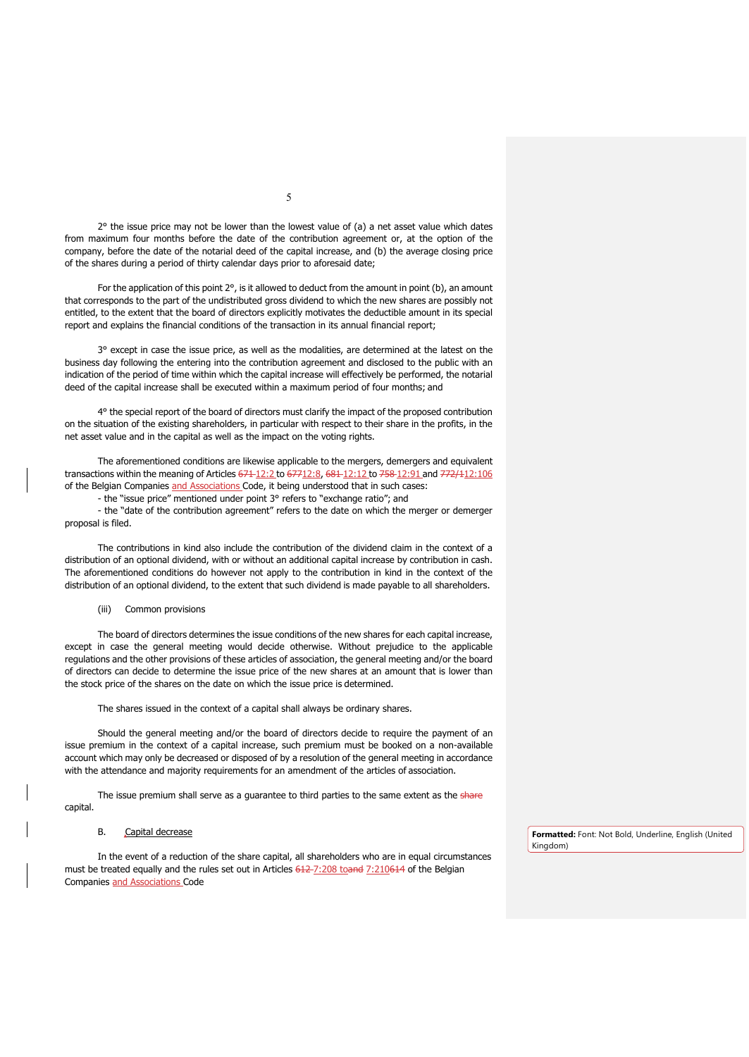2° the issue price may not be lower than the lowest value of (a) a net asset value which dates from maximum four months before the date of the contribution agreement or, at the option of the company, before the date of the notarial deed of the capital increase, and (b) the average closing price of the shares during a period of thirty calendar days prior to aforesaid date;

For the application of this point 2°, is it allowed to deduct from the amount in point (b), an amount that corresponds to the part of the undistributed gross dividend to which the new shares are possibly not entitled, to the extent that the board of directors explicitly motivates the deductible amount in its special report and explains the financial conditions of the transaction in its annual financial report;

3° except in case the issue price, as well as the modalities, are determined at the latest on the business day following the entering into the contribution agreement and disclosed to the public with an indication of the period of time within which the capital increase will effectively be performed, the notarial deed of the capital increase shall be executed within a maximum period of four months; and

4° the special report of the board of directors must clarify the impact of the proposed contribution on the situation of the existing shareholders, in particular with respect to their share in the profits, in the net asset value and in the capital as well as the impact on the voting rights.

The aforementioned conditions are likewise applicable to the mergers, demergers and equivalent transactions within the meaning of Articles ~~671~~ 12:2 to ~~677~~12:8, ~~681~~ 12:12 to ~~758~~ 12:91 and ~~772/1~~12:106 of the Belgian Companies and Associations Code, it being understood that in such cases:

- the "issue price" mentioned under point 3° refers to "exchange ratio"; and
- the "date of the contribution agreement" refers to the date on which the merger or demerger proposal is filed.

The contributions in kind also include the contribution of the dividend claim in the context of a distribution of an optional dividend, with or without an additional capital increase by contribution in cash. The aforementioned conditions do however not apply to the contribution in kind in the context of the distribution of an optional dividend, to the extent that such dividend is made payable to all shareholders.

(iii) Common provisions

The board of directors determines the issue conditions of the new shares for each capital increase, except in case the general meeting would decide otherwise. Without prejudice to the applicable regulations and the other provisions of these articles of association, the general meeting and/or the board of directors can decide to determine the issue price of the new shares at an amount that is lower than the stock price of the shares on the date on which the issue price is determined.

The shares issued in the context of a capital shall always be ordinary shares.

Should the general meeting and/or the board of directors decide to require the payment of an issue premium in the context of a capital increase, such premium must be booked on a non-available account which may only be decreased or disposed of by a resolution of the general meeting in accordance with the attendance and majority requirements for an amendment of the articles of association.

The issue premium shall serve as a guarantee to third parties to the same extent as the ~~share~~ capital.

B. Capital decrease

In the event of a reduction of the share capital, all shareholders who are in equal circumstances must be treated equally and the rules set out in Articles ~~612~~ 7:208 to~~and~~ 7:210~~614~~ of the Belgian Companies and Associations Code

Formatted: Font: Not Bold, Underline, English (United Kingdom)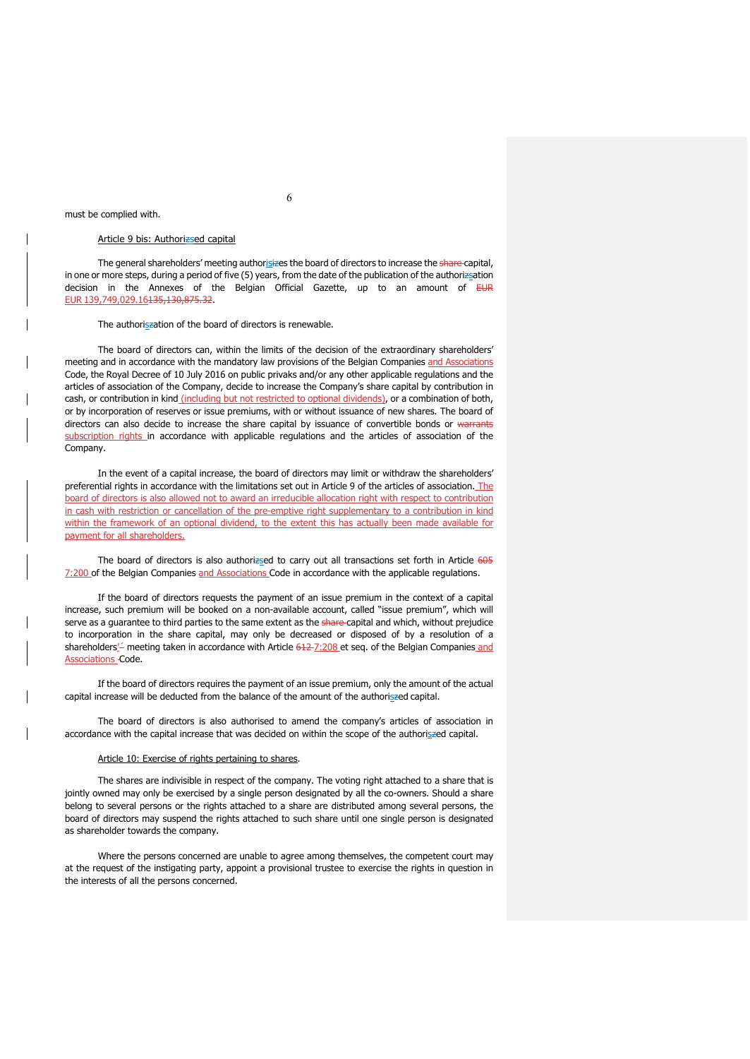must be complied with.

Article 9 bis: Authori~~z~~sed capital

The general shareholders' meeting authoris~~iz~~es the board of directors to increase the ~~share~~ capital, in one or more steps, during a period of five (5) years, from the date of the publication of the authori~~z~~sation decision in the Annexes of the Belgian Official Gazette, up to an amount of ~~EUR~~ EUR 139,749,029.16~~135,130,875.32~~.

The authoris~~z~~ation of the board of directors is renewable.

The board of directors can, within the limits of the decision of the extraordinary shareholders' meeting and in accordance with the mandatory law provisions of the Belgian Companies and Associations Code, the Royal Decree of 10 July 2016 on public privaks and/or any other applicable regulations and the articles of association of the Company, decide to increase the Company's share capital by contribution in cash, or contribution in kind (including but not restricted to optional dividends), or a combination of both, or by incorporation of reserves or issue premiums, with or without issuance of new shares. The board of directors can also decide to increase the share capital by issuance of convertible bonds or ~~warrants~~ subscription rights in accordance with applicable regulations and the articles of association of the Company.

In the event of a capital increase, the board of directors may limit or withdraw the shareholders' preferential rights in accordance with the limitations set out in Article 9 of the articles of association. The board of directors is also allowed not to award an irreducible allocation right with respect to contribution in cash with restriction or cancellation of the pre-emptive right supplementary to a contribution in kind within the framework of an optional dividend, to the extent this has actually been made available for payment for all shareholders.

The board of directors is also authori~~z~~sed to carry out all transactions set forth in Article ~~605~~ 7:200 of the Belgian Companies and Associations Code in accordance with the applicable regulations.

If the board of directors requests the payment of an issue premium in the context of a capital increase, such premium will be booked on a non-available account, called "issue premium", which will serve as a guarantee to third parties to the same extent as the ~~share~~ capital and which, without prejudice to incorporation in the share capital, may only be decreased or disposed of by a resolution of a shareholders' meeting taken in accordance with Article ~~612~~ 7:208 et seq. of the Belgian Companies and Associations Code.

If the board of directors requires the payment of an issue premium, only the amount of the actual capital increase will be deducted from the balance of the amount of the authoris~~z~~ed capital.

The board of directors is also authorised to amend the company's articles of association in accordance with the capital increase that was decided on within the scope of the authoris~~z~~ed capital.

Article 10: Exercise of rights pertaining to shares.

The shares are indivisible in respect of the company. The voting right attached to a share that is jointly owned may only be exercised by a single person designated by all the co-owners. Should a share belong to several persons or the rights attached to a share are distributed among several persons, the board of directors may suspend the rights attached to such share until one single person is designated as shareholder towards the company.

Where the persons concerned are unable to agree among themselves, the competent court may at the request of the instigating party, appoint a provisional trustee to exercise the rights in question in the interests of all the persons concerned.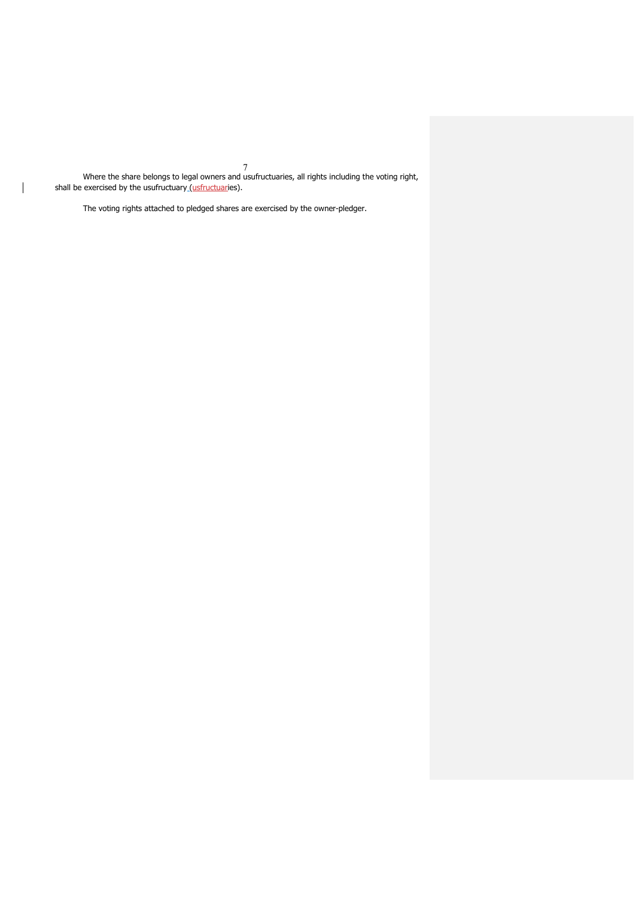Where the share belongs to legal owners and usufructuaries, all rights including the voting right, shall be exercised by the usufructuary (usfructuaries).

The voting rights attached to pledged shares are exercised by the owner-pledger.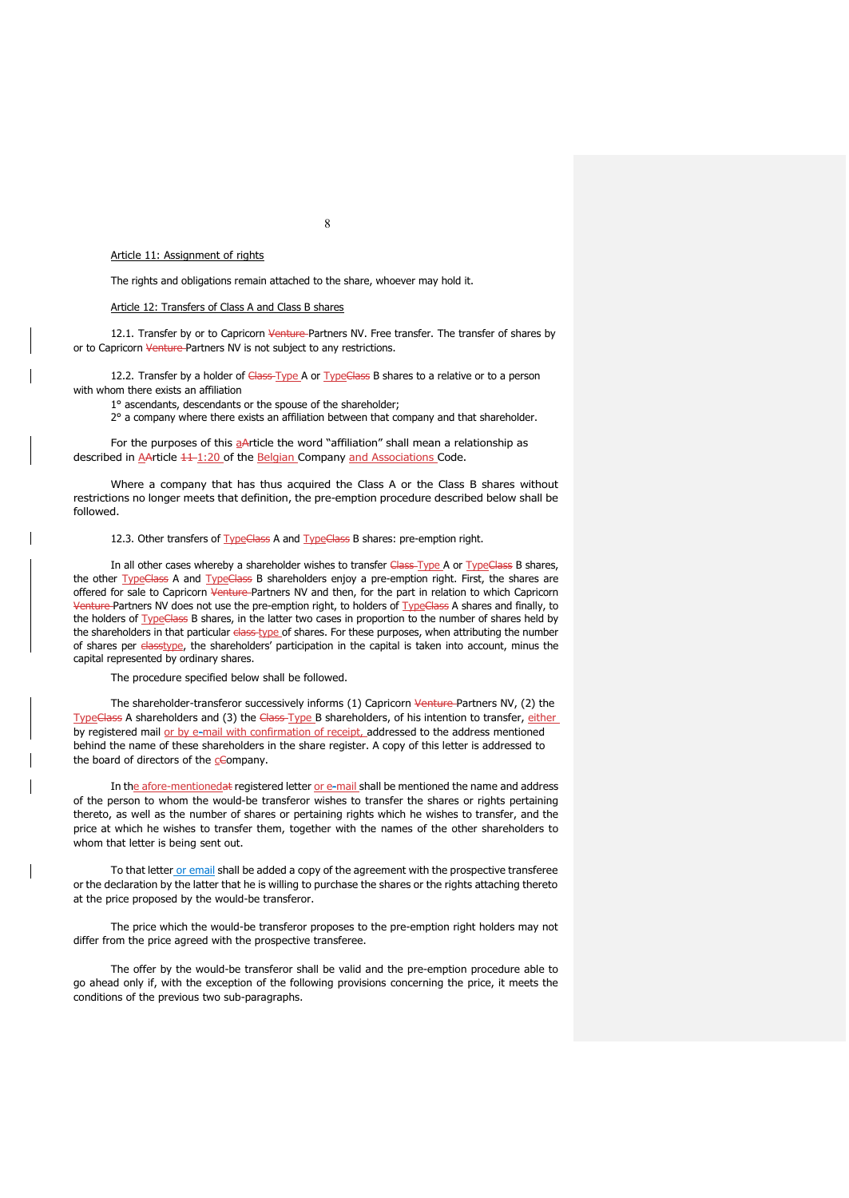## Article 11: Assignment of rights

The rights and obligations remain attached to the share, whoever may hold it.

## Article 12: Transfers of Class A and Class B shares

12.1. Transfer by or to Capricorn ~~Venture~~ Partners NV. Free transfer. The transfer of shares by or to Capricorn ~~Venture~~ Partners NV is not subject to any restrictions.

12.2. Transfer by a holder of ~~Class~~ Type A or Type~~Class~~ B shares to a relative or to a person with whom there exists an affiliation

1° ascendants, descendants or the spouse of the shareholder;
2° a company where there exists an affiliation between that company and that shareholder.

For the purposes of this a~~A~~rticle the word "affiliation" shall mean a relationship as described in A~~A~~rticle ~~11~~ 1:20 of the Belgian Company and Associations Code.

Where a company that has thus acquired the Class A or the Class B shares without restrictions no longer meets that definition, the pre-emption procedure described below shall be followed.

12.3. Other transfers of Type~~Class~~ A and Type~~Class~~ B shares: pre-emption right.

In all other cases whereby a shareholder wishes to transfer ~~Class~~ Type A or Type~~Class~~ B shares, the other Type~~Class~~ A and Type~~Class~~ B shareholders enjoy a pre-emption right. First, the shares are offered for sale to Capricorn ~~Venture~~ Partners NV and then, for the part in relation to which Capricorn ~~Venture~~ Partners NV does not use the pre-emption right, to holders of Type~~Class~~ A shares and finally, to the holders of Type~~Class~~ B shares, in the latter two cases in proportion to the number of shares held by the shareholders in that particular ~~class~~ type of shares. For these purposes, when attributing the number of shares per ~~class~~type, the shareholders' participation in the capital is taken into account, minus the capital represented by ordinary shares.

The procedure specified below shall be followed.

The shareholder-transferor successively informs (1) Capricorn ~~Venture~~ Partners NV, (2) the Type~~Class~~ A shareholders and (3) the ~~Class~~ Type B shareholders, of his intention to transfer, either by registered mail or by e-mail with confirmation of receipt, addressed to the address mentioned behind the name of these shareholders in the share register. A copy of this letter is addressed to the board of directors of the c~~C~~ompany.

In the afore-mentioned~~at~~ registered letter or e-mail shall be mentioned the name and address of the person to whom the would-be transferor wishes to transfer the shares or rights pertaining thereto, as well as the number of shares or pertaining rights which he wishes to transfer, and the price at which he wishes to transfer them, together with the names of the other shareholders to whom that letter is being sent out.

To that letter or email shall be added a copy of the agreement with the prospective transferee or the declaration by the latter that he is willing to purchase the shares or the rights attaching thereto at the price proposed by the would-be transferor.

The price which the would-be transferor proposes to the pre-emption right holders may not differ from the price agreed with the prospective transferee.

The offer by the would-be transferor shall be valid and the pre-emption procedure able to go ahead only if, with the exception of the following provisions concerning the price, it meets the conditions of the previous two sub-paragraphs.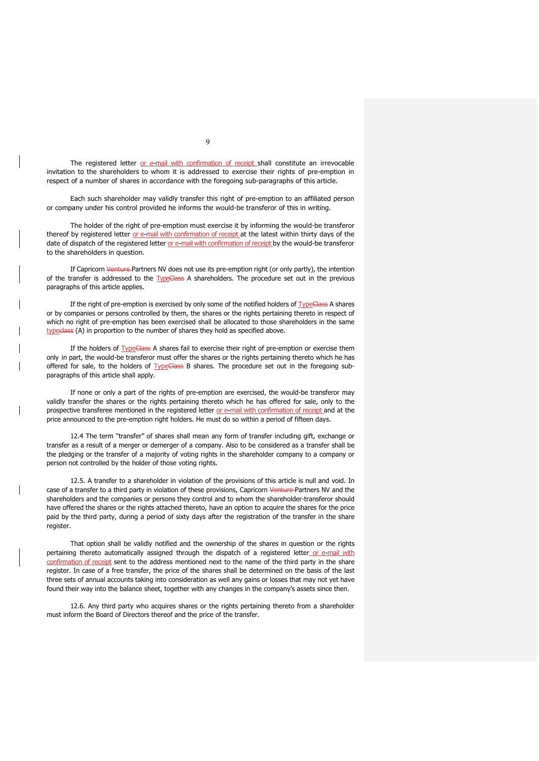The registered letter or e-mail with confirmation of receipt shall constitute an irrevocable invitation to the shareholders to whom it is addressed to exercise their rights of pre-emption in respect of a number of shares in accordance with the foregoing sub-paragraphs of this article.

Each such shareholder may validly transfer this right of pre-emption to an affiliated person or company under his control provided he informs the would-be transferor of this in writing.

The holder of the right of pre-emption must exercise it by informing the would-be transferor thereof by registered letter or e-mail with confirmation of receipt at the latest within thirty days of the date of dispatch of the registered letter or e-mail with confirmation of receipt by the would-be transferor to the shareholders in question.

If Capricorn ~~Venture~~ Partners NV does not use its pre-emption right (or only partly), the intention of the transfer is addressed to the Type~~Class~~ A shareholders. The procedure set out in the previous paragraphs of this article applies.

If the right of pre-emption is exercised by only some of the notified holders of Type~~Class~~ A shares or by companies or persons controlled by them, the shares or the rights pertaining thereto in respect of which no right of pre-emption has been exercised shall be allocated to those shareholders in the same type~~class~~ (A) in proportion to the number of shares they hold as specified above.

If the holders of Type~~Class~~ A shares fail to exercise their right of pre-emption or exercise them only in part, the would-be transferor must offer the shares or the rights pertaining thereto which he has offered for sale, to the holders of Type~~Class~~ B shares. The procedure set out in the foregoing sub-paragraphs of this article shall apply.

If none or only a part of the rights of pre-emption are exercised, the would-be transferor may validly transfer the shares or the rights pertaining thereto which he has offered for sale, only to the prospective transferee mentioned in the registered letter or e-mail with confirmation of receipt and at the price announced to the pre-emption right holders. He must do so within a period of fifteen days.

12.4 The term "transfer" of shares shall mean any form of transfer including gift, exchange or transfer as a result of a merger or demerger of a company. Also to be considered as a transfer shall be the pledging or the transfer of a majority of voting rights in the shareholder company to a company or person not controlled by the holder of those voting rights.

12.5. A transfer to a shareholder in violation of the provisions of this article is null and void. In case of a transfer to a third party in violation of these provisions, Capricorn ~~Venture~~ Partners NV and the shareholders and the companies or persons they control and to whom the shareholder-transferor should have offered the shares or the rights attached thereto, have an option to acquire the shares for the price paid by the third party, during a period of sixty days after the registration of the transfer in the share register.

That option shall be validly notified and the ownership of the shares in question or the rights pertaining thereto automatically assigned through the dispatch of a registered letter or e-mail with confirmation of receipt sent to the address mentioned next to the name of the third party in the share register. In case of a free transfer, the price of the shares shall be determined on the basis of the last three sets of annual accounts taking into consideration as well any gains or losses that may not yet have found their way into the balance sheet, together with any changes in the company's assets since then.

12.6. Any third party who acquires shares or the rights pertaining thereto from a shareholder must inform the Board of Directors thereof and the price of the transfer.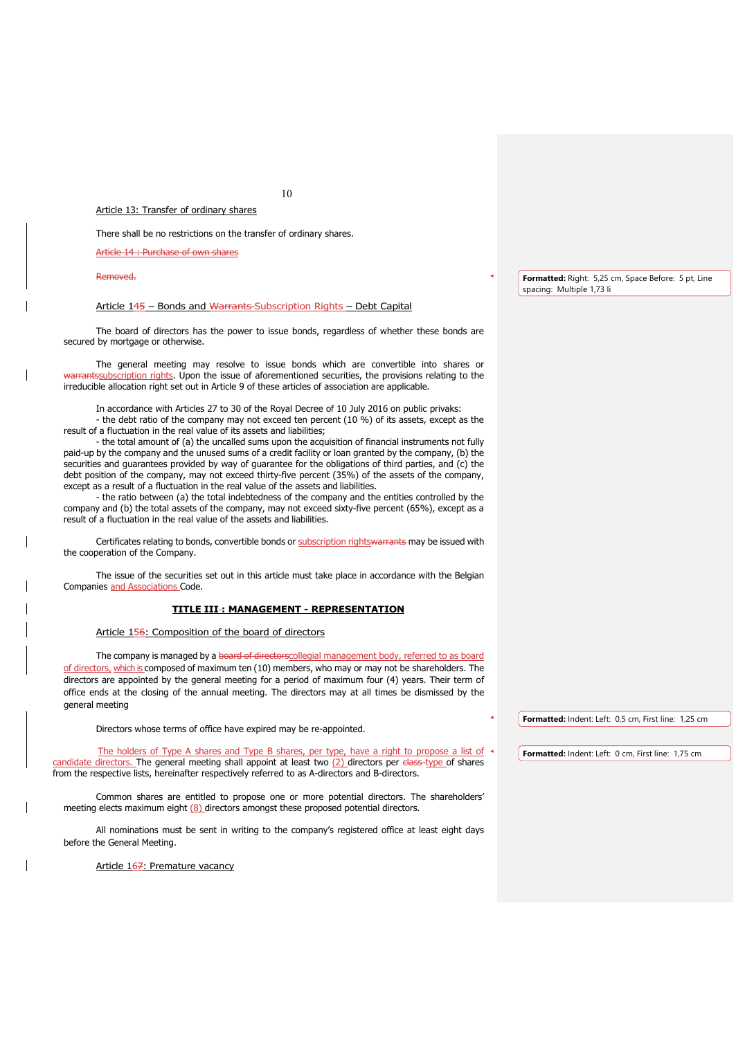Article 13: Transfer of ordinary shares

There shall be no restrictions on the transfer of ordinary shares.

~~Article 14 : Purchase of own shares~~

~~Removed.~~

Article 14~~5~~ – Bonds and ~~Warrants~~ Subscription Rights – Debt Capital

The board of directors has the power to issue bonds, regardless of whether these bonds are secured by mortgage or otherwise.

The general meeting may resolve to issue bonds which are convertible into shares or ~~warrants~~subscription rights. Upon the issue of aforementioned securities, the provisions relating to the irreducible allocation right set out in Article 9 of these articles of association are applicable.

In accordance with Articles 27 to 30 of the Royal Decree of 10 July 2016 on public privaks:

- the debt ratio of the company may not exceed ten percent (10 %) of its assets, except as the result of a fluctuation in the real value of its assets and liabilities;
- the total amount of (a) the uncalled sums upon the acquisition of financial instruments not fully paid-up by the company and the unused sums of a credit facility or loan granted by the company, (b) the securities and guarantees provided by way of guarantee for the obligations of third parties, and (c) the debt position of the company, may not exceed thirty-five percent (35%) of the assets of the company, except as a result of a fluctuation in the real value of the assets and liabilities.
- the ratio between (a) the total indebtedness of the company and the entities controlled by the company and (b) the total assets of the company, may not exceed sixty-five percent (65%), except as a result of a fluctuation in the real value of the assets and liabilities.

Certificates relating to bonds, convertible bonds or subscription rights~~warrants~~ may be issued with the cooperation of the Company.

The issue of the securities set out in this article must take place in accordance with the Belgian Companies and Associations Code.

## TITLE III~~-~~: MANAGEMENT - REPRESENTATION

Article 15~~6~~: Composition of the board of directors

The company is managed by a ~~board of directors~~collegial management body, referred to as board of directors, which is composed of maximum ten (10) members, who may or may not be shareholders. The directors are appointed by the general meeting for a period of maximum four (4) years. Their term of office ends at the closing of the annual meeting. The directors may at all times be dismissed by the general meeting

Directors whose terms of office have expired may be re-appointed.

The holders of Type A shares and Type B shares, per type, have a right to propose a list of candidate directors. The general meeting shall appoint at least two (2) directors per ~~class~~ type of shares from the respective lists, hereinafter respectively referred to as A-directors and B-directors.

Common shares are entitled to propose one or more potential directors. The shareholders' meeting elects maximum eight (8) directors amongst these proposed potential directors.

All nominations must be sent in writing to the company's registered office at least eight days before the General Meeting.

Article 16~~7~~: Premature vacancy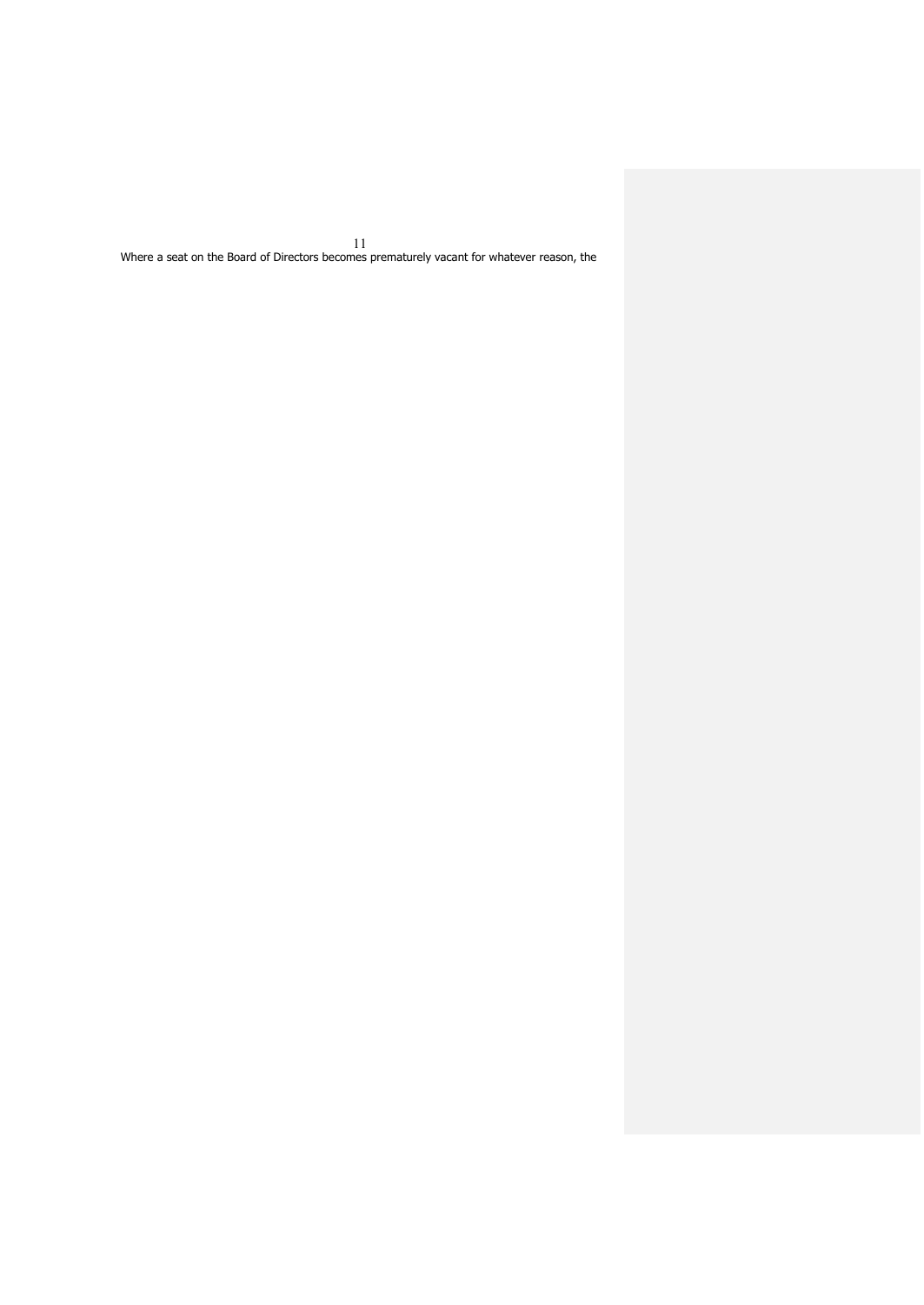Where a seat on the Board of Directors becomes prematurely vacant for whatever reason, the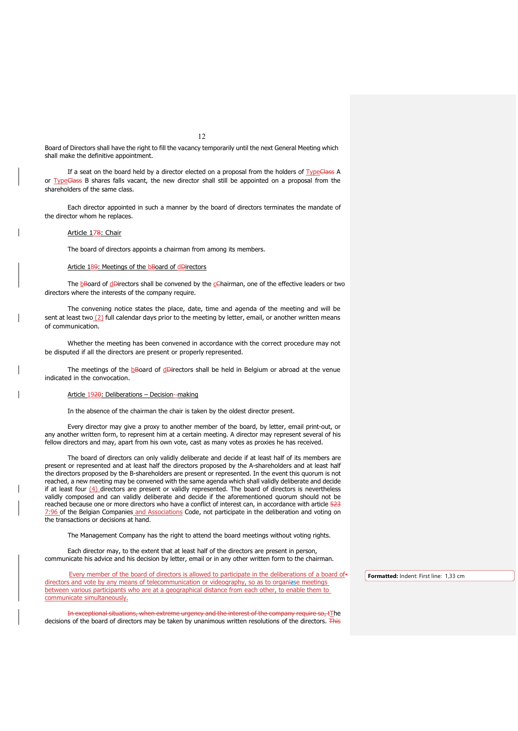Board of Directors shall have the right to fill the vacancy temporarily until the next General Meeting which shall make the definitive appointment.

If a seat on the board held by a director elected on a proposal from the holders of TypeClass A or TypeClass B shares falls vacant, the new director shall still be appointed on a proposal from the shareholders of the same class.

Each director appointed in such a manner by the board of directors terminates the mandate of the director whom he replaces.

Article 178: Chair

The board of directors appoints a chairman from among its members.

Article 189: Meetings of the bBoard of dDirectors

The bBoard of dDirectors shall be convened by the cChairman, one of the effective leaders or two directors where the interests of the company require.

The convening notice states the place, date, time and agenda of the meeting and will be sent at least two (2) full calendar days prior to the meeting by letter, email, or another written means of communication.

Whether the meeting has been convened in accordance with the correct procedure may not be disputed if all the directors are present or properly represented.

The meetings of the bBoard of dDirectors shall be held in Belgium or abroad at the venue indicated in the convocation.

Article 1920: Deliberations – Decision--making

In the absence of the chairman the chair is taken by the oldest director present.

Every director may give a proxy to another member of the board, by letter, email print-out, or any another written form, to represent him at a certain meeting. A director may represent several of his fellow directors and may, apart from his own vote, cast as many votes as proxies he has received.

The board of directors can only validly deliberate and decide if at least half of its members are present or represented and at least half the directors proposed by the A-shareholders and at least half the directors proposed by the B-shareholders are present or represented. In the event this quorum is not reached, a new meeting may be convened with the same agenda which shall validly deliberate and decide if at least four (4) directors are present or validly represented. The board of directors is nevertheless validly composed and can validly deliberate and decide if the aforementioned quorum should not be reached because one or more directors who have a conflict of interest can, in accordance with article 523 7:96 of the Belgian Companies and Associations Code, not participate in the deliberation and voting on the transactions or decisions at hand.

The Management Company has the right to attend the board meetings without voting rights.

Each director may, to the extent that at least half of the directors are present in person, communicate his advice and his decision by letter, email or in any other written form to the chairman.

Every member of the board of directors is allowed to participate in the deliberations of a board of directors and vote by any means of telecommunication or videography, so as to organizse meetings between various participants who are at a geographical distance from each other, to enable them to communicate simultaneously.

In exceptional situations, when extreme urgency and the interest of the company require so, tThe decisions of the board of directors may be taken by unanimous written resolutions of the directors. This

Formatted: Indent: First line: 1,33 cm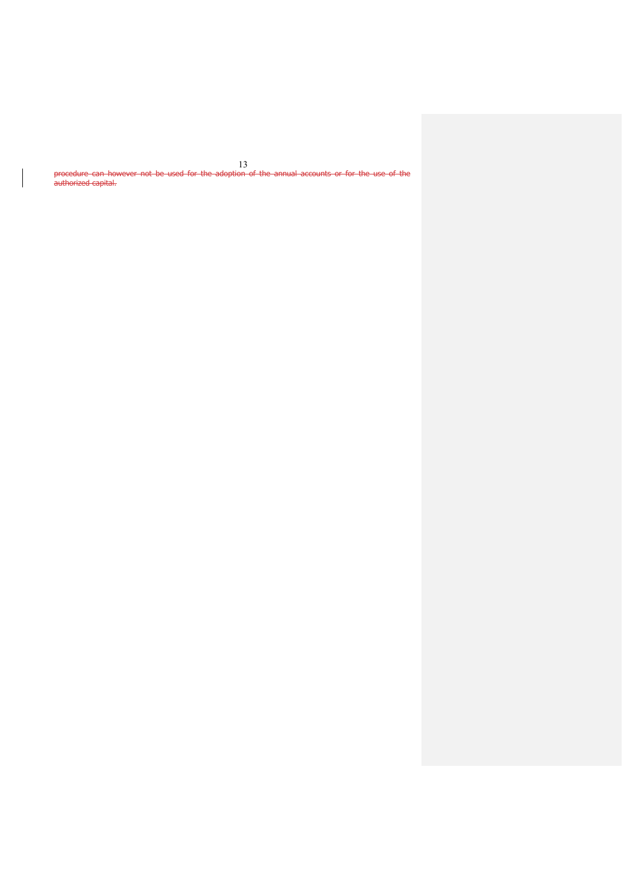~~procedure can however not be used for the adoption of the annual accounts or for the use of the authorized capital.~~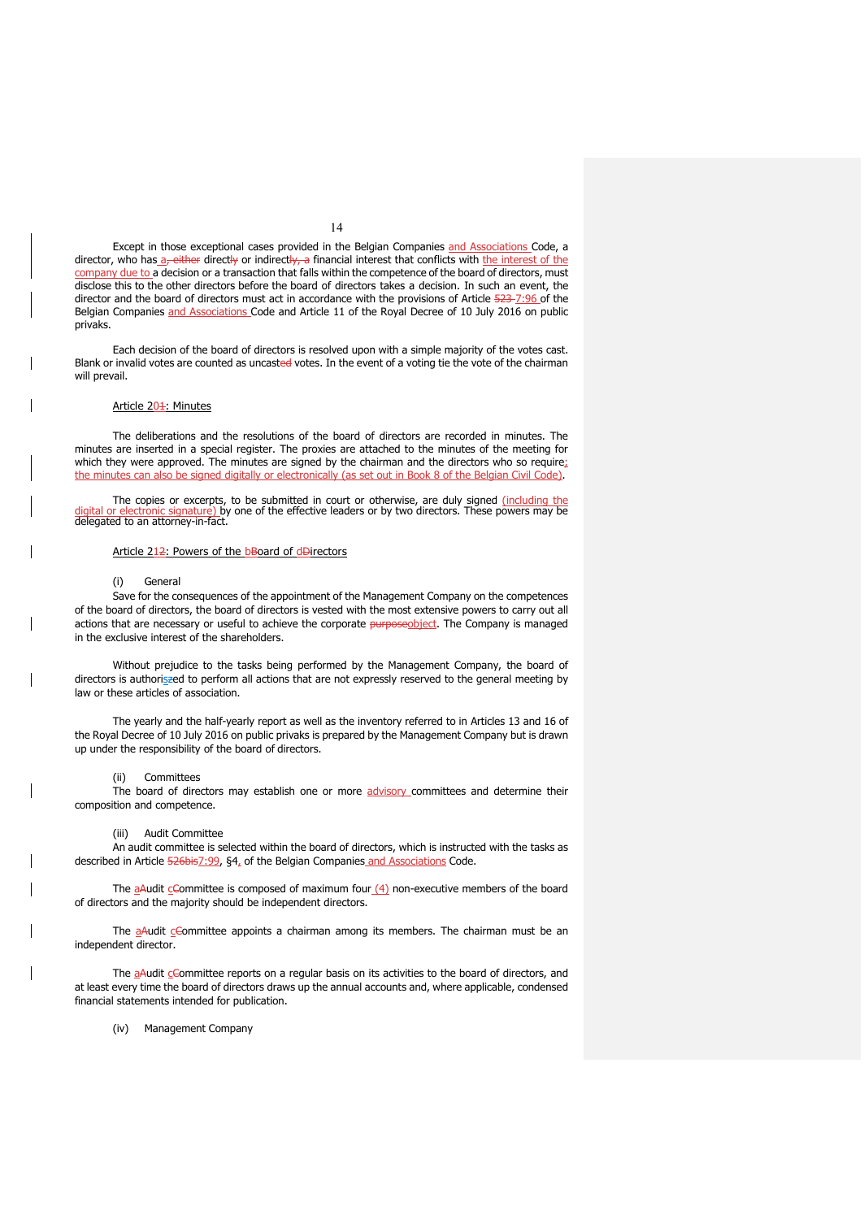Except in those exceptional cases provided in the Belgian Companies and Associations Code, a director, who has a~~, either~~ direct~~ly~~ or indirect~~ly, a~~ financial interest that conflicts with the interest of the company due to a decision or a transaction that falls within the competence of the board of directors, must disclose this to the other directors before the board of directors takes a decision. In such an event, the director and the board of directors must act in accordance with the provisions of Article ~~523~~ 7:96 of the Belgian Companies and Associations Code and Article 11 of the Royal Decree of 10 July 2016 on public privaks.

Each decision of the board of directors is resolved upon with a simple majority of the votes cast. Blank or invalid votes are counted as uncast~~ed~~ votes. In the event of a voting tie the vote of the chairman will prevail.

### Article 20~~1~~: Minutes

The deliberations and the resolutions of the board of directors are recorded in minutes. The minutes are inserted in a special register. The proxies are attached to the minutes of the meeting for which they were approved. The minutes are signed by the chairman and the directors who so require; the minutes can also be signed digitally or electronically (as set out in Book 8 of the Belgian Civil Code).

The copies or excerpts, to be submitted in court or otherwise, are duly signed (including the digital or electronic signature) by one of the effective leaders or by two directors. These powers may be delegated to an attorney-in-fact.

### Article 21~~2~~: Powers of the b~~B~~oard of d~~D~~irectors

(i) General

Save for the consequences of the appointment of the Management Company on the competences of the board of directors, the board of directors is vested with the most extensive powers to carry out all actions that are necessary or useful to achieve the corporate ~~purpose~~object. The Company is managed in the exclusive interest of the shareholders.

Without prejudice to the tasks being performed by the Management Company, the board of directors is authoris~~z~~ed to perform all actions that are not expressly reserved to the general meeting by law or these articles of association.

The yearly and the half-yearly report as well as the inventory referred to in Articles 13 and 16 of the Royal Decree of 10 July 2016 on public privaks is prepared by the Management Company but is drawn up under the responsibility of the board of directors.

(ii) Committees

The board of directors may establish one or more advisory committees and determine their composition and competence.

(iii) Audit Committee

An audit committee is selected within the board of directors, which is instructed with the tasks as described in Article ~~526bis~~7:99, §4. of the Belgian Companies and Associations Code.

The a~~A~~udit c~~C~~ommittee is composed of maximum four (4) non-executive members of the board of directors and the majority should be independent directors.

The a~~A~~udit c~~C~~ommittee appoints a chairman among its members. The chairman must be an independent director.

The a~~A~~udit c~~C~~ommittee reports on a regular basis on its activities to the board of directors, and at least every time the board of directors draws up the annual accounts and, where applicable, condensed financial statements intended for publication.

(iv) Management Company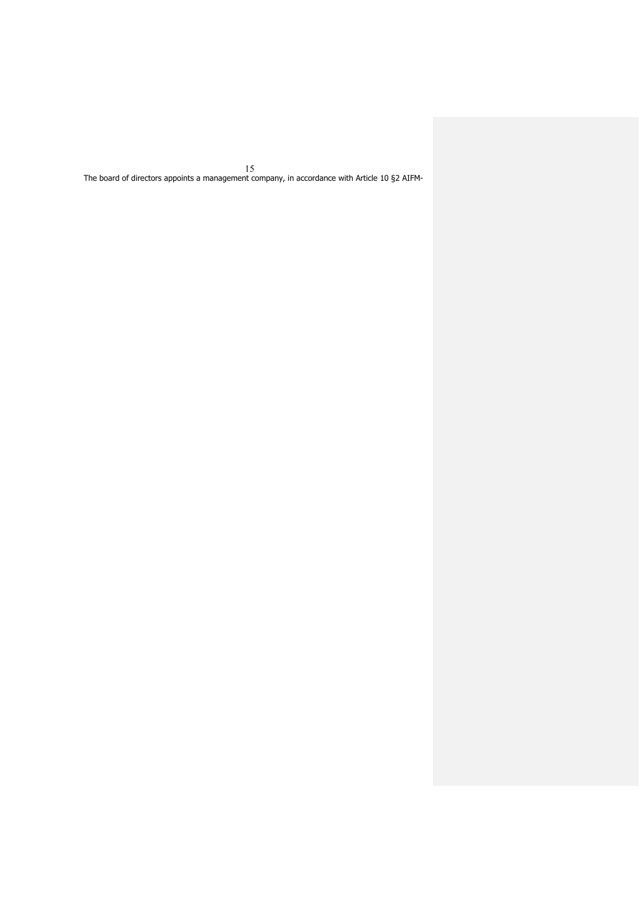The board of directors appoints a management company, in accordance with Article 10 §2 AIFM-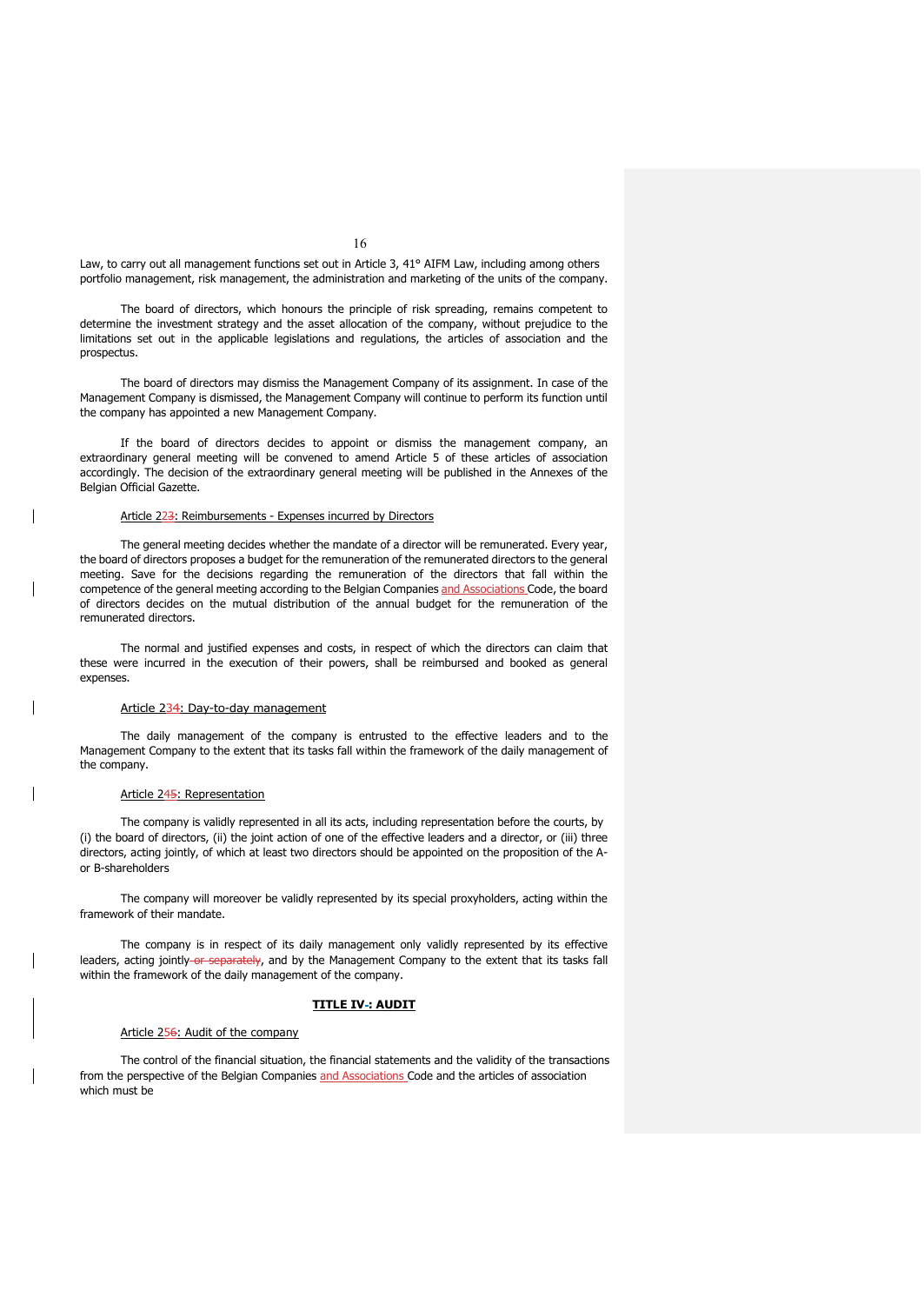Law, to carry out all management functions set out in Article 3, 41° AIFM Law, including among others portfolio management, risk management, the administration and marketing of the units of the company.

The board of directors, which honours the principle of risk spreading, remains competent to determine the investment strategy and the asset allocation of the company, without prejudice to the limitations set out in the applicable legislations and regulations, the articles of association and the prospectus.

The board of directors may dismiss the Management Company of its assignment. In case of the Management Company is dismissed, the Management Company will continue to perform its function until the company has appointed a new Management Company.

If the board of directors decides to appoint or dismiss the management company, an extraordinary general meeting will be convened to amend Article 5 of these articles of association accordingly. The decision of the extraordinary general meeting will be published in the Annexes of the Belgian Official Gazette.

Article 223: Reimbursements - Expenses incurred by Directors

The general meeting decides whether the mandate of a director will be remunerated. Every year, the board of directors proposes a budget for the remuneration of the remunerated directors to the general meeting. Save for the decisions regarding the remuneration of the directors that fall within the competence of the general meeting according to the Belgian Companies and Associations Code, the board of directors decides on the mutual distribution of the annual budget for the remuneration of the remunerated directors.

The normal and justified expenses and costs, in respect of which the directors can claim that these were incurred in the execution of their powers, shall be reimbursed and booked as general expenses.

Article 234: Day-to-day management

The daily management of the company is entrusted to the effective leaders and to the Management Company to the extent that its tasks fall within the framework of the daily management of the company.

Article 245: Representation

The company is validly represented in all its acts, including representation before the courts, by (i) the board of directors, (ii) the joint action of one of the effective leaders and a director, or (iii) three directors, acting jointly, of which at least two directors should be appointed on the proposition of the A- or B-shareholders

The company will moreover be validly represented by its special proxyholders, acting within the framework of their mandate.

The company is in respect of its daily management only validly represented by its effective leaders, acting jointly or separately, and by the Management Company to the extent that its tasks fall within the framework of the daily management of the company.

**TITLE IV-: AUDIT**

Article 256: Audit of the company

The control of the financial situation, the financial statements and the validity of the transactions from the perspective of the Belgian Companies and Associations Code and the articles of association which must be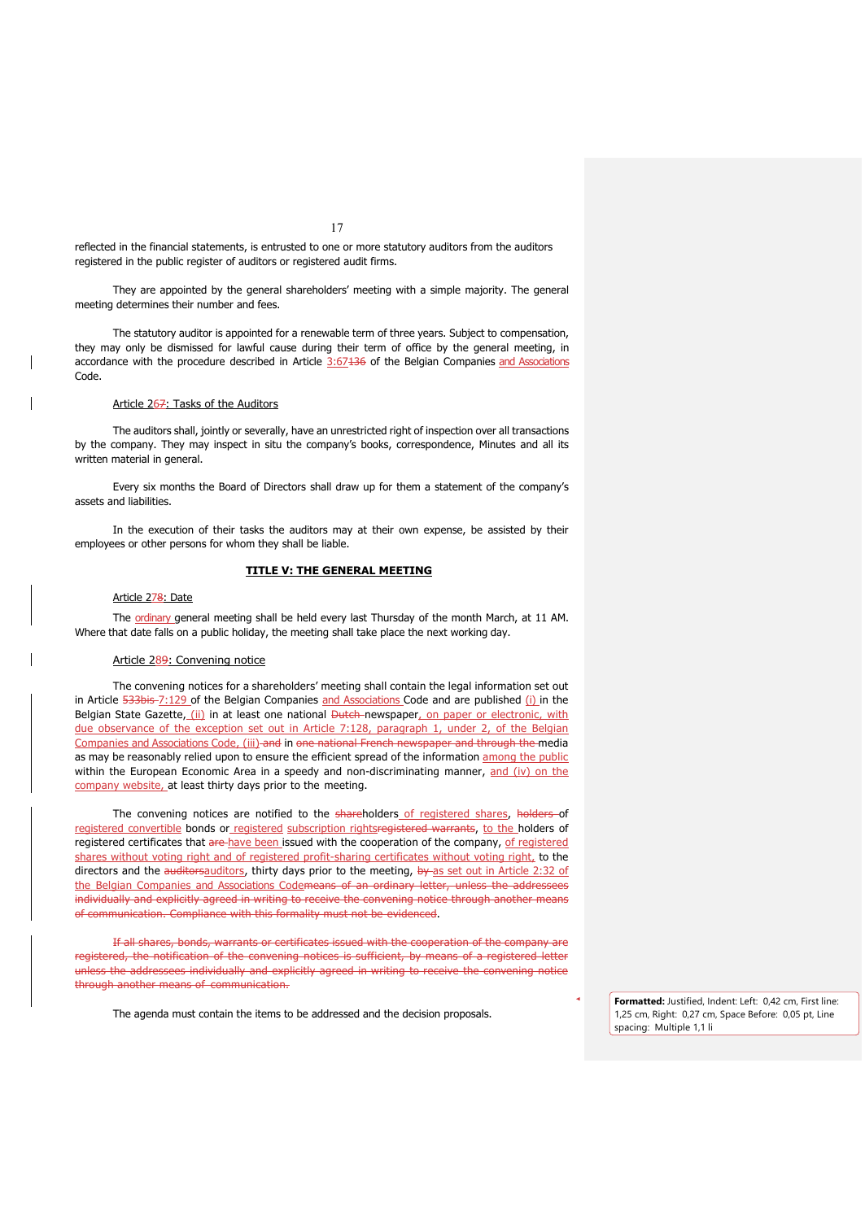reflected in the financial statements, is entrusted to one or more statutory auditors from the auditors registered in the public register of auditors or registered audit firms.

They are appointed by the general shareholders' meeting with a simple majority. The general meeting determines their number and fees.

The statutory auditor is appointed for a renewable term of three years. Subject to compensation, they may only be dismissed for lawful cause during their term of office by the general meeting, in accordance with the procedure described in Article 3:67~~136~~ of the Belgian Companies and Associations Code.

Article 26~~7~~: Tasks of the Auditors

The auditors shall, jointly or severally, have an unrestricted right of inspection over all transactions by the company. They may inspect in situ the company's books, correspondence, Minutes and all its written material in general.

Every six months the Board of Directors shall draw up for them a statement of the company's assets and liabilities.

In the execution of their tasks the auditors may at their own expense, be assisted by their employees or other persons for whom they shall be liable.

## TITLE V: THE GENERAL MEETING

Article 27~~8~~: Date

The ordinary general meeting shall be held every last Thursday of the month March, at 11 AM. Where that date falls on a public holiday, the meeting shall take place the next working day.

Article 28~~9~~: Convening notice

The convening notices for a shareholders' meeting shall contain the legal information set out in Article ~~533bis~~ 7:129 of the Belgian Companies and Associations Code and are published (i) in the Belgian State Gazette, (ii) in at least one national ~~Dutch~~ newspaper, on paper or electronic, with due observance of the exception set out in Article 7:128, paragraph 1, under 2, of the Belgian Companies and Associations Code, (iii) ~~and~~ in ~~one national French newspaper and through the~~ media as may be reasonably relied upon to ensure the efficient spread of the information among the public within the European Economic Area in a speedy and non-discriminating manner, and (iv) on the company website, at least thirty days prior to the meeting.

The convening notices are notified to the ~~share~~holders of registered shares, ~~holders~~ of registered convertible bonds or registered subscription rights~~registered warrants~~, to the holders of registered certificates that ~~are~~ have been issued with the cooperation of the company, of registered shares without voting right and of registered profit-sharing certificates without voting right, to the directors and the ~~auditors~~auditors, thirty days prior to the meeting, ~~by~~ as set out in Article 2:32 of the Belgian Companies and Associations Code~~means of an ordinary letter, unless the addressees individually and explicitly agreed in writing to receive the convening notice through another means of communication. Compliance with this formality must not be evidenced~~.

~~If all shares, bonds, warrants or certificates issued with the cooperation of the company are registered, the notification of the convening notices is sufficient, by means of a registered letter unless the addressees individually and explicitly agreed in writing to receive the convening notice through another means of communication.~~

The agenda must contain the items to be addressed and the decision proposals.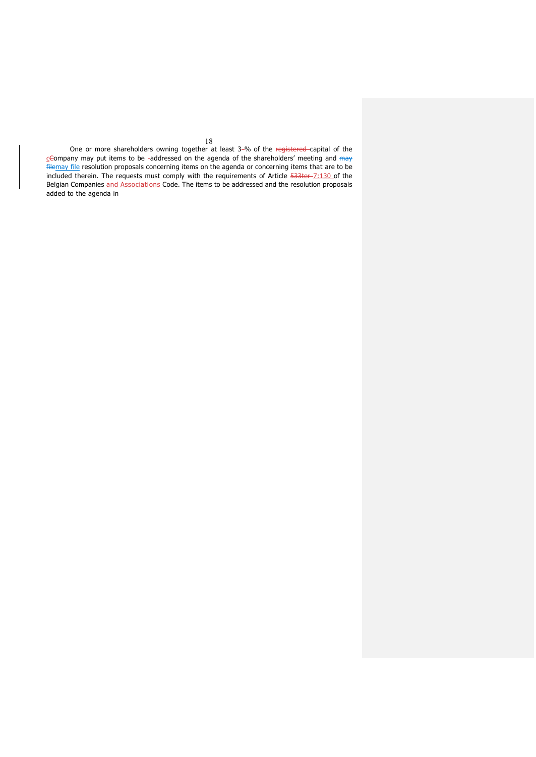One or more shareholders owning together at least 3% of the ~~registered~~ capital of the c~~C~~ompany may put items to be addressed on the agenda of the shareholders' meeting and ~~may file~~may file resolution proposals concerning items on the agenda or concerning items that are to be included therein. The requests must comply with the requirements of Article ~~533ter~~ 7:130 of the Belgian Companies and Associations Code. The items to be addressed and the resolution proposals added to the agenda in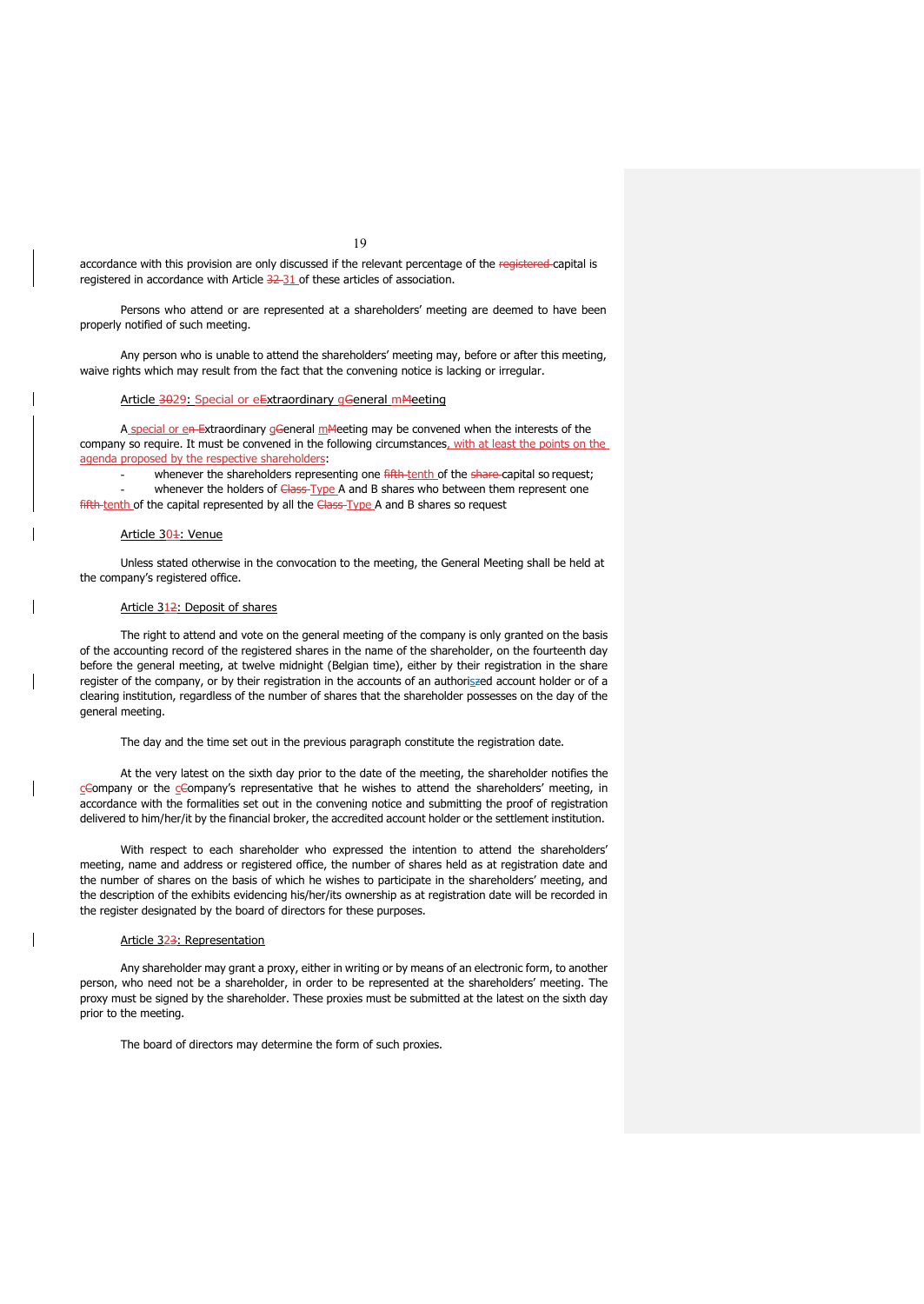accordance with this provision are only discussed if the relevant percentage of the ~~registered~~ capital is registered in accordance with Article ~~32~~ 31 of these articles of association.

Persons who attend or are represented at a shareholders' meeting are deemed to have been properly notified of such meeting.

Any person who is unable to attend the shareholders' meeting may, before or after this meeting, waive rights which may result from the fact that the convening notice is lacking or irregular.

### Article ~~30~~29: Special or e~~E~~xtraordinary g~~G~~eneral m~~M~~eeting

A special or ~~en E~~extraordinary g~~G~~eneral m~~M~~eeting may be convened when the interests of the company so require. It must be convened in the following circumstances, with at least the points on the agenda proposed by the respective shareholders:

- whenever the shareholders representing one ~~fifth~~ tenth of the ~~share~~ capital so request;
- whenever the holders of ~~Class~~ Type A and B shares who between them represent one ~~fifth~~ tenth of the capital represented by all the ~~Class~~ Type A and B shares so request

### Article 30~~1~~: Venue

Unless stated otherwise in the convocation to the meeting, the General Meeting shall be held at the company's registered office.

### Article 31~~2~~: Deposit of shares

The right to attend and vote on the general meeting of the company is only granted on the basis of the accounting record of the registered shares in the name of the shareholder, on the fourteenth day before the general meeting, at twelve midnight (Belgian time), either by their registration in the share register of the company, or by their registration in the accounts of an authoris~~z~~ed account holder or of a clearing institution, regardless of the number of shares that the shareholder possesses on the day of the general meeting.

The day and the time set out in the previous paragraph constitute the registration date.

At the very latest on the sixth day prior to the date of the meeting, the shareholder notifies the c~~C~~ompany or the c~~C~~ompany's representative that he wishes to attend the shareholders' meeting, in accordance with the formalities set out in the convening notice and submitting the proof of registration delivered to him/her/it by the financial broker, the accredited account holder or the settlement institution.

With respect to each shareholder who expressed the intention to attend the shareholders' meeting, name and address or registered office, the number of shares held as at registration date and the number of shares on the basis of which he wishes to participate in the shareholders' meeting, and the description of the exhibits evidencing his/her/its ownership as at registration date will be recorded in the register designated by the board of directors for these purposes.

### Article 32~~3~~: Representation

Any shareholder may grant a proxy, either in writing or by means of an electronic form, to another person, who need not be a shareholder, in order to be represented at the shareholders' meeting. The proxy must be signed by the shareholder. These proxies must be submitted at the latest on the sixth day prior to the meeting.

The board of directors may determine the form of such proxies.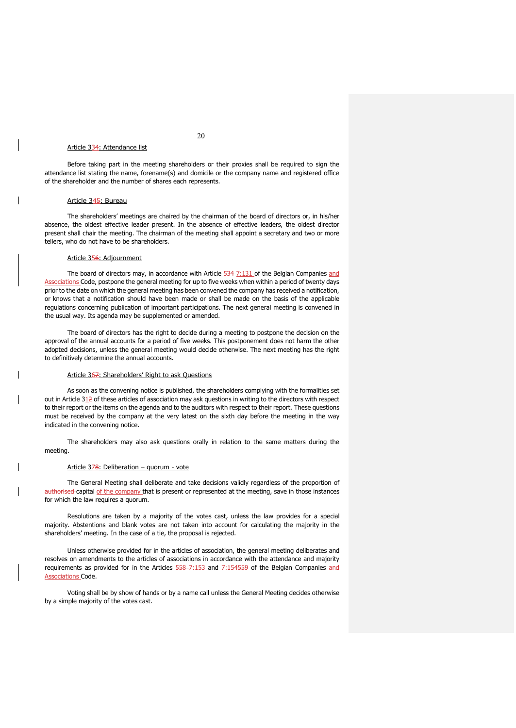### Article 33~~4~~: Attendance list

Before taking part in the meeting shareholders or their proxies shall be required to sign the attendance list stating the name, forename(s) and domicile or the company name and registered office of the shareholder and the number of shares each represents.

### Article 34~~5~~: Bureau

The shareholders' meetings are chaired by the chairman of the board of directors or, in his/her absence, the oldest effective leader present. In the absence of effective leaders, the oldest director present shall chair the meeting. The chairman of the meeting shall appoint a secretary and two or more tellers, who do not have to be shareholders.

### Article 35~~6~~: Adjournment

The board of directors may, in accordance with Article ~~534~~ 7:131 of the Belgian Companies and Associations Code, postpone the general meeting for up to five weeks when within a period of twenty days prior to the date on which the general meeting has been convened the company has received a notification, or knows that a notification should have been made or shall be made on the basis of the applicable regulations concerning publication of important participations. The next general meeting is convened in the usual way. Its agenda may be supplemented or amended.

The board of directors has the right to decide during a meeting to postpone the decision on the approval of the annual accounts for a period of five weeks. This postponement does not harm the other adopted decisions, unless the general meeting would decide otherwise. The next meeting has the right to definitively determine the annual accounts.

### Article 36~~7~~: Shareholders' Right to ask Questions

As soon as the convening notice is published, the shareholders complying with the formalities set out in Article 31~~2~~ of these articles of association may ask questions in writing to the directors with respect to their report or the items on the agenda and to the auditors with respect to their report. These questions must be received by the company at the very latest on the sixth day before the meeting in the way indicated in the convening notice.

The shareholders may also ask questions orally in relation to the same matters during the meeting.

### Article 37~~8~~: Deliberation – quorum - vote

The General Meeting shall deliberate and take decisions validly regardless of the proportion of ~~authorised~~ capital of the company that is present or represented at the meeting, save in those instances for which the law requires a quorum.

Resolutions are taken by a majority of the votes cast, unless the law provides for a special majority. Abstentions and blank votes are not taken into account for calculating the majority in the shareholders' meeting. In the case of a tie, the proposal is rejected.

Unless otherwise provided for in the articles of association, the general meeting deliberates and resolves on amendments to the articles of associations in accordance with the attendance and majority requirements as provided for in the Articles ~~558~~ 7:153 and 7:154~~559~~ of the Belgian Companies and Associations Code.

Voting shall be by show of hands or by a name call unless the General Meeting decides otherwise by a simple majority of the votes cast.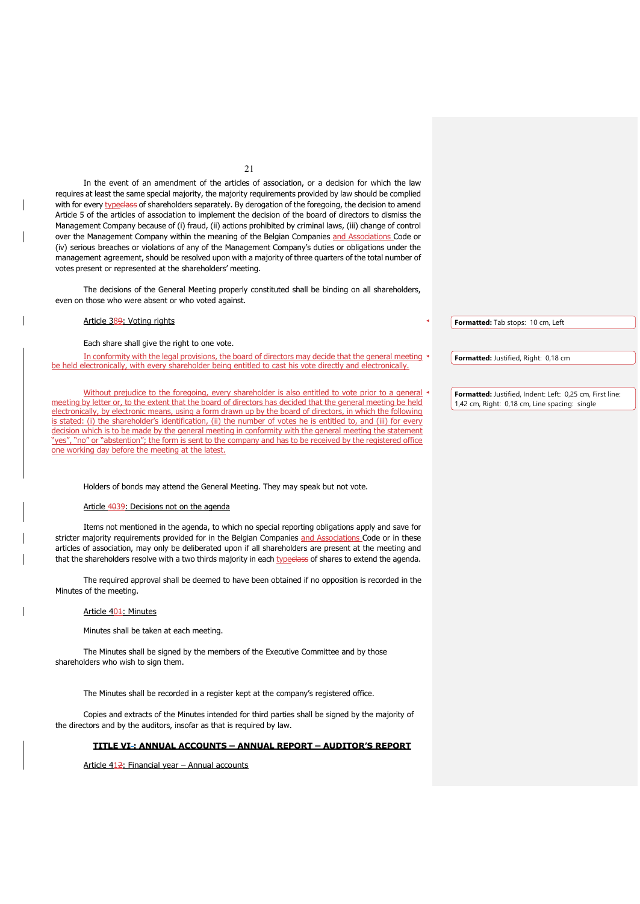In the event of an amendment of the articles of association, or a decision for which the law requires at least the same special majority, the majority requirements provided by law should be complied with for every typeclass of shareholders separately. By derogation of the foregoing, the decision to amend Article 5 of the articles of association to implement the decision of the board of directors to dismiss the Management Company because of (i) fraud, (ii) actions prohibited by criminal laws, (iii) change of control over the Management Company within the meaning of the Belgian Companies and Associations Code or (iv) serious breaches or violations of any of the Management Company's duties or obligations under the management agreement, should be resolved upon with a majority of three quarters of the total number of votes present or represented at the shareholders' meeting.

The decisions of the General Meeting properly constituted shall be binding on all shareholders, even on those who were absent or who voted against.

Article 389: Voting rights

Each share shall give the right to one vote.

In conformity with the legal provisions, the board of directors may decide that the general meeting be held electronically, with every shareholder being entitled to cast his vote directly and electronically.

Without prejudice to the foregoing, every shareholder is also entitled to vote prior to a general meeting by letter or, to the extent that the board of directors has decided that the general meeting be held electronically, by electronic means, using a form drawn up by the board of directors, in which the following is stated: (i) the shareholder's identification, (ii) the number of votes he is entitled to, and (iii) for every decision which is to be made by the general meeting in conformity with the general meeting the statement "yes", "no" or "abstention"; the form is sent to the company and has to be received by the registered office one working day before the meeting at the latest.

Holders of bonds may attend the General Meeting. They may speak but not vote.

Article 4039: Decisions not on the agenda

Items not mentioned in the agenda, to which no special reporting obligations apply and save for stricter majority requirements provided for in the Belgian Companies and Associations Code or in these articles of association, may only be deliberated upon if all shareholders are present at the meeting and that the shareholders resolve with a two thirds majority in each typeclass of shares to extend the agenda.

The required approval shall be deemed to have been obtained if no opposition is recorded in the Minutes of the meeting.

Article 401: Minutes

Minutes shall be taken at each meeting.

The Minutes shall be signed by the members of the Executive Committee and by those shareholders who wish to sign them.

The Minutes shall be recorded in a register kept at the company's registered office.

Copies and extracts of the Minutes intended for third parties shall be signed by the majority of the directors and by the auditors, insofar as that is required by law.

**TITLE VI-: ANNUAL ACCOUNTS – ANNUAL REPORT – AUDITOR'S REPORT**

Article 412: Financial year – Annual accounts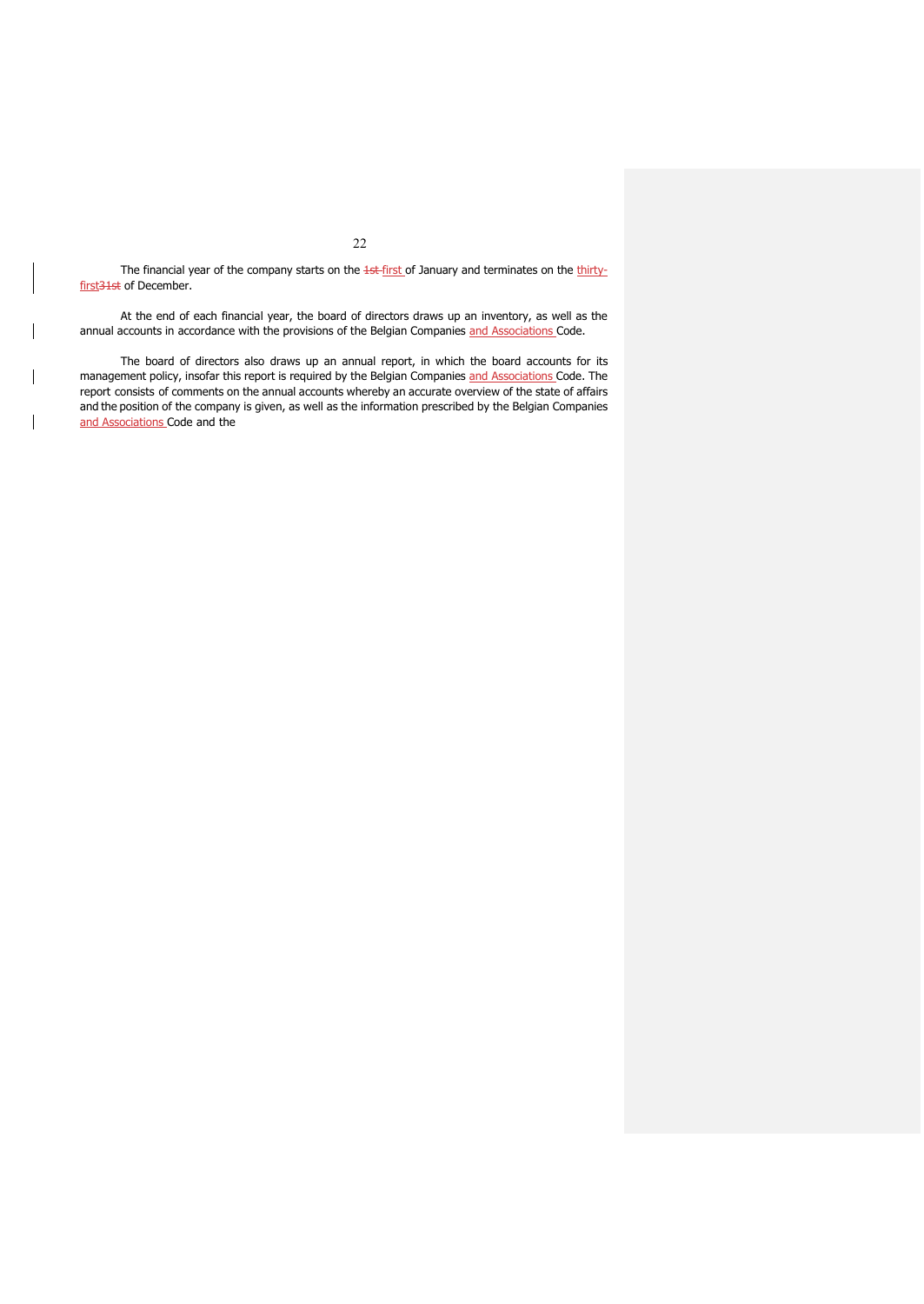The financial year of the company starts on the ~~1st~~ first of January and terminates on the thirty-first~~31st~~ of December.

At the end of each financial year, the board of directors draws up an inventory, as well as the annual accounts in accordance with the provisions of the Belgian Companies and Associations Code.

The board of directors also draws up an annual report, in which the board accounts for its management policy, insofar this report is required by the Belgian Companies and Associations Code. The report consists of comments on the annual accounts whereby an accurate overview of the state of affairs and the position of the company is given, as well as the information prescribed by the Belgian Companies and Associations Code and the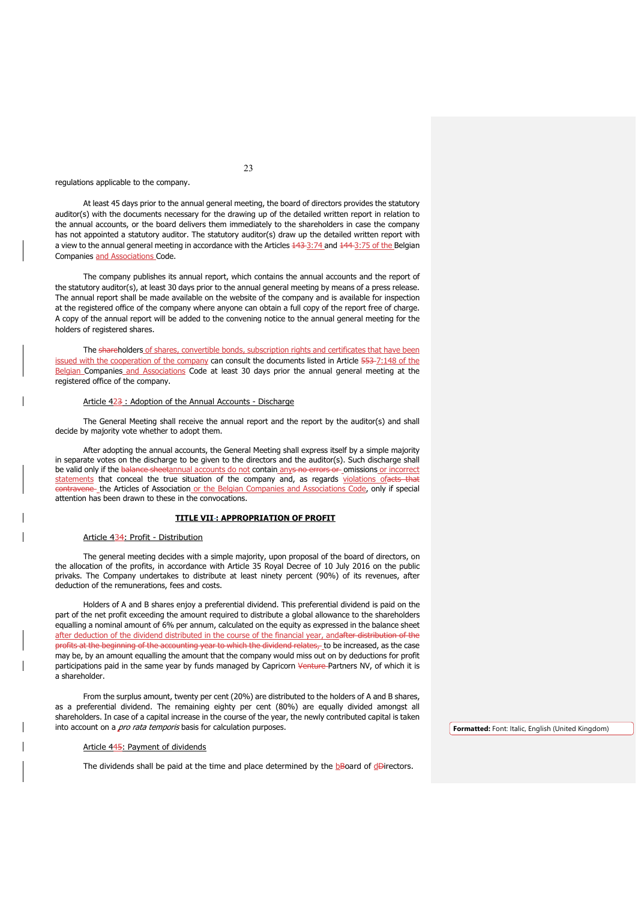regulations applicable to the company.

At least 45 days prior to the annual general meeting, the board of directors provides the statutory auditor(s) with the documents necessary for the drawing up of the detailed written report in relation to the annual accounts, or the board delivers them immediately to the shareholders in case the company has not appointed a statutory auditor. The statutory auditor(s) draw up the detailed written report with a view to the annual general meeting in accordance with the Articles ~~143~~ 3:74 and ~~144~~ 3:75 of the Belgian Companies and Associations Code.

The company publishes its annual report, which contains the annual accounts and the report of the statutory auditor(s), at least 30 days prior to the annual general meeting by means of a press release. The annual report shall be made available on the website of the company and is available for inspection at the registered office of the company where anyone can obtain a full copy of the report free of charge. A copy of the annual report will be added to the convening notice to the annual general meeting for the holders of registered shares.

The ~~share~~holders of shares, convertible bonds, subscription rights and certificates that have been issued with the cooperation of the company can consult the documents listed in Article ~~553~~ 7:148 of the Belgian Companies and Associations Code at least 30 days prior the annual general meeting at the registered office of the company.

Article 42~~3~~ : Adoption of the Annual Accounts - Discharge

The General Meeting shall receive the annual report and the report by the auditor(s) and shall decide by majority vote whether to adopt them.

After adopting the annual accounts, the General Meeting shall express itself by a simple majority in separate votes on the discharge to be given to the directors and the auditor(s). Such discharge shall be valid only if the ~~balance sheet~~annual accounts do not contain any~~s no errors or~~ omissions or incorrect statements that conceal the true situation of the company and, as regards violations of~~acts that contravene~~ the Articles of Association or the Belgian Companies and Associations Code, only if special attention has been drawn to these in the convocations.

## TITLE VII~~-~~: APPROPRIATION OF PROFIT

Article 43~~4~~: Profit - Distribution

The general meeting decides with a simple majority, upon proposal of the board of directors, on the allocation of the profits, in accordance with Article 35 Royal Decree of 10 July 2016 on the public privaks. The Company undertakes to distribute at least ninety percent (90%) of its revenues, after deduction of the remunerations, fees and costs.

Holders of A and B shares enjoy a preferential dividend. This preferential dividend is paid on the part of the net profit exceeding the amount required to distribute a global allowance to the shareholders equalling a nominal amount of 6% per annum, calculated on the equity as expressed in the balance sheet after deduction of the dividend distributed in the course of the financial year, and~~after distribution of the profits at the beginning of the accounting year to which the dividend relates,~~ to be increased, as the case may be, by an amount equalling the amount that the company would miss out on by deductions for profit participations paid in the same year by funds managed by Capricorn ~~Venture~~ Partners NV, of which it is a shareholder.

From the surplus amount, twenty per cent (20%) are distributed to the holders of A and B shares, as a preferential dividend. The remaining eighty per cent (80%) are equally divided amongst all shareholders. In case of a capital increase in the course of the year, the newly contributed capital is taken into account on a *pro rata temporis* basis for calculation purposes.

Article 44~~5~~: Payment of dividends

The dividends shall be paid at the time and place determined by the b~~B~~oard of d~~D~~irectors.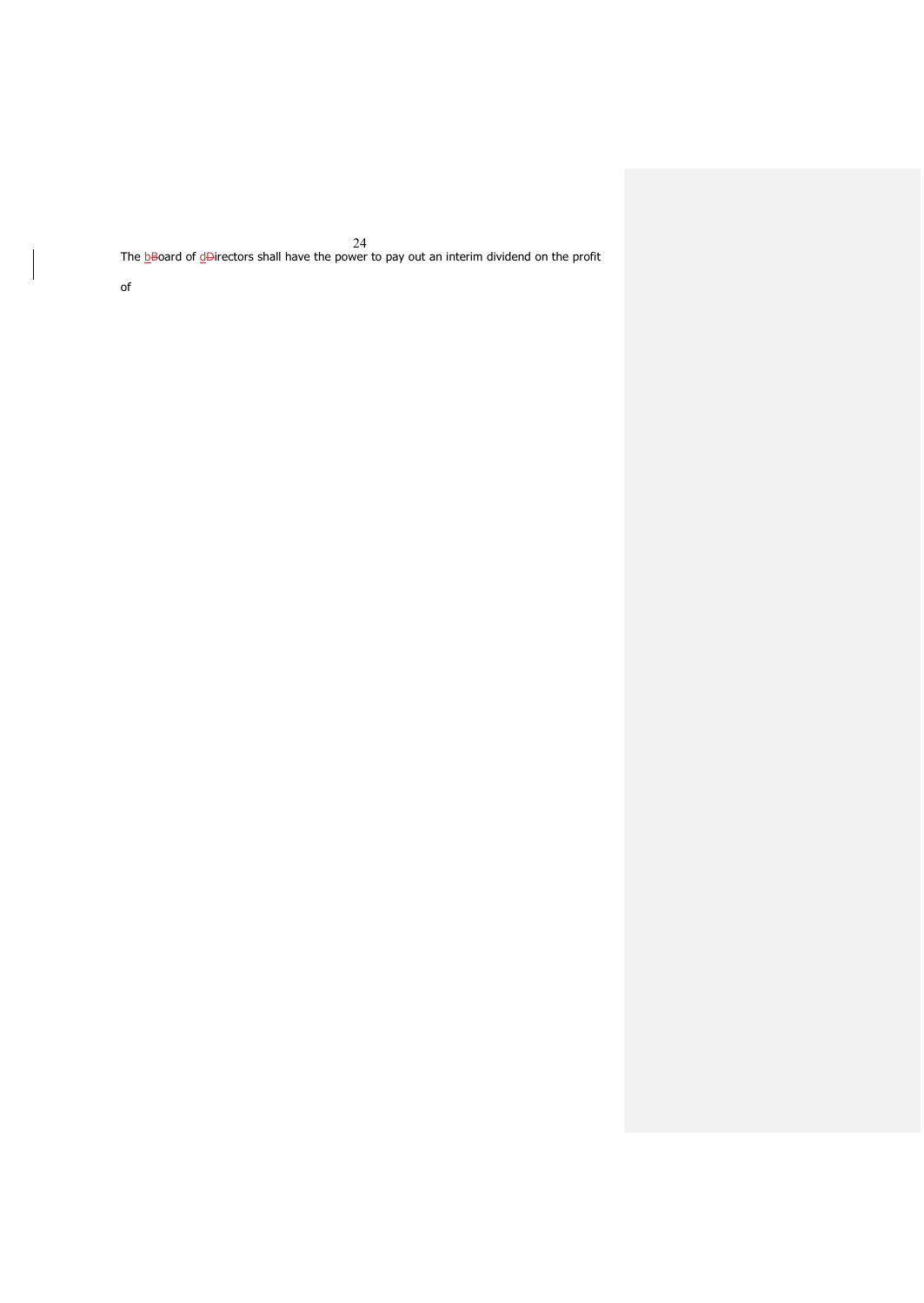The bBoard of dDirectors shall have the power to pay out an interim dividend on the profit

of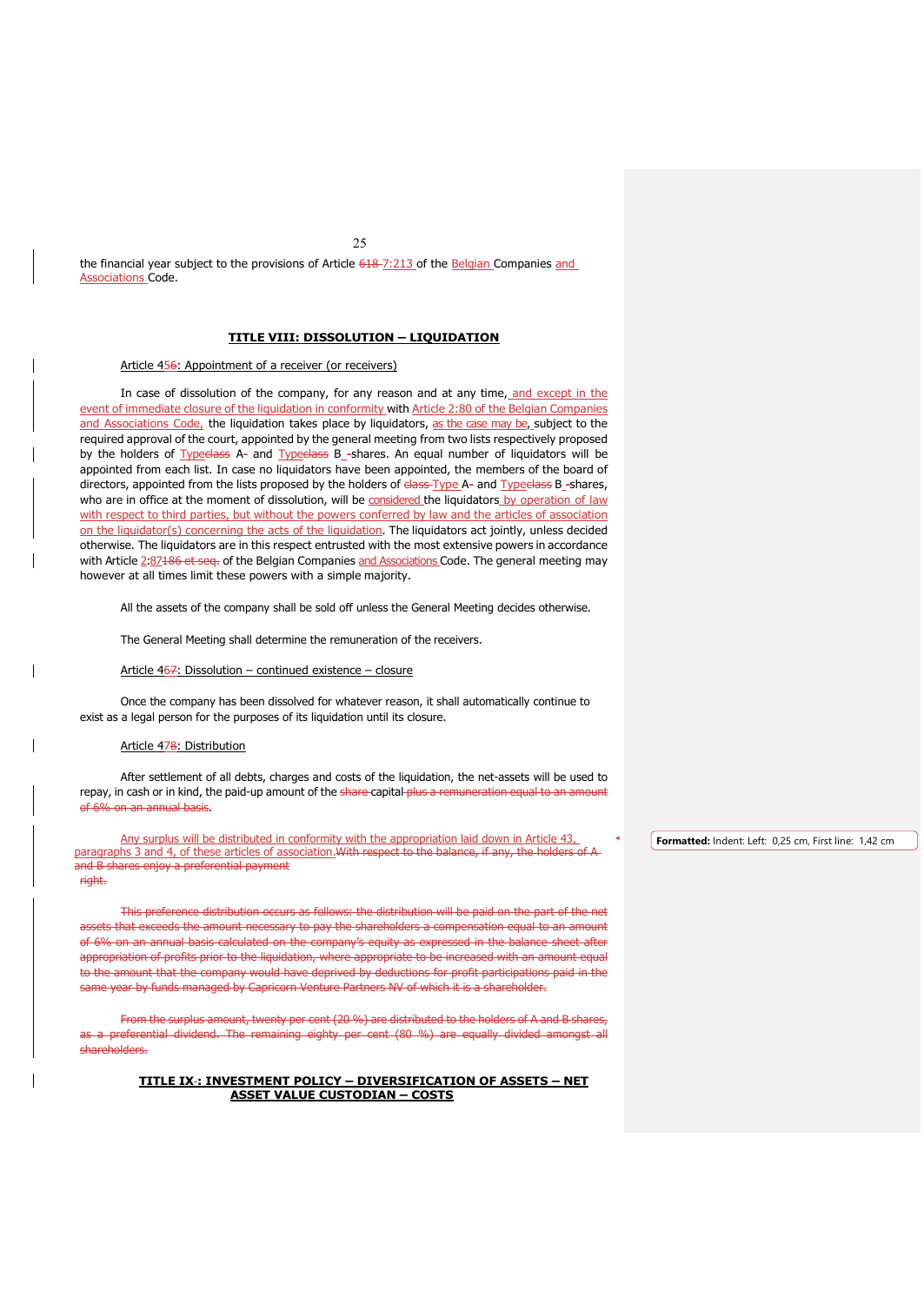the financial year subject to the provisions of Article 618 7:213 of the Belgian Companies and Associations Code.

## TITLE VIII: DISSOLUTION – LIQUIDATION

Article 456: Appointment of a receiver (or receivers)

In case of dissolution of the company, for any reason and at any time, and except in the event of immediate closure of the liquidation in conformity with Article 2:80 of the Belgian Companies and Associations Code, the liquidation takes place by liquidators, as the case may be, subject to the required approval of the court, appointed by the general meeting from two lists respectively proposed by the holders of Typeclass A- and Typeclass B -shares. An equal number of liquidators will be appointed from each list. In case no liquidators have been appointed, the members of the board of directors, appointed from the lists proposed by the holders of class Type A- and Typeclass B -shares, who are in office at the moment of dissolution, will be considered the liquidators by operation of law with respect to third parties, but without the powers conferred by law and the articles of association on the liquidator(s) concerning the acts of the liquidation. The liquidators act jointly, unless decided otherwise. The liquidators are in this respect entrusted with the most extensive powers in accordance with Article 2:87186 et seq. of the Belgian Companies and Associations Code. The general meeting may however at all times limit these powers with a simple majority.

All the assets of the company shall be sold off unless the General Meeting decides otherwise.

The General Meeting shall determine the remuneration of the receivers.

Article 467: Dissolution – continued existence – closure

Once the company has been dissolved for whatever reason, it shall automatically continue to exist as a legal person for the purposes of its liquidation until its closure.

Article 478: Distribution

After settlement of all debts, charges and costs of the liquidation, the net-assets will be used to repay, in cash or in kind, the paid-up amount of the share capital plus a remuneration equal to an amount of 6% on an annual basis.

Any surplus will be distributed in conformity with the appropriation laid down in Article 43, paragraphs 3 and 4, of these articles of association.With respect to the balance, if any, the holders of A and B shares enjoy a preferential payment right.

This preference distribution occurs as follows: the distribution will be paid on the part of the net assets that exceeds the amount necessary to pay the shareholders a compensation equal to an amount of 6% on an annual basis calculated on the company's equity as expressed in the balance sheet after appropriation of profits prior to the liquidation, where appropriate to be increased with an amount equal to the amount that the company would have deprived by deductions for profit participations paid in the same year by funds managed by Capricorn Venture Partners NV of which it is a shareholder.

From the surplus amount, twenty per cent (20 %) are distributed to the holders of A and B shares, as a preferential dividend. The remaining eighty per cent (80 %) are equally divided amongst all shareholders.

## TITLE IX-: INVESTMENT POLICY – DIVERSIFICATION OF ASSETS – NET ASSET VALUE CUSTODIAN – COSTS

Formatted: Indent: Left: 0,25 cm, First line: 1,42 cm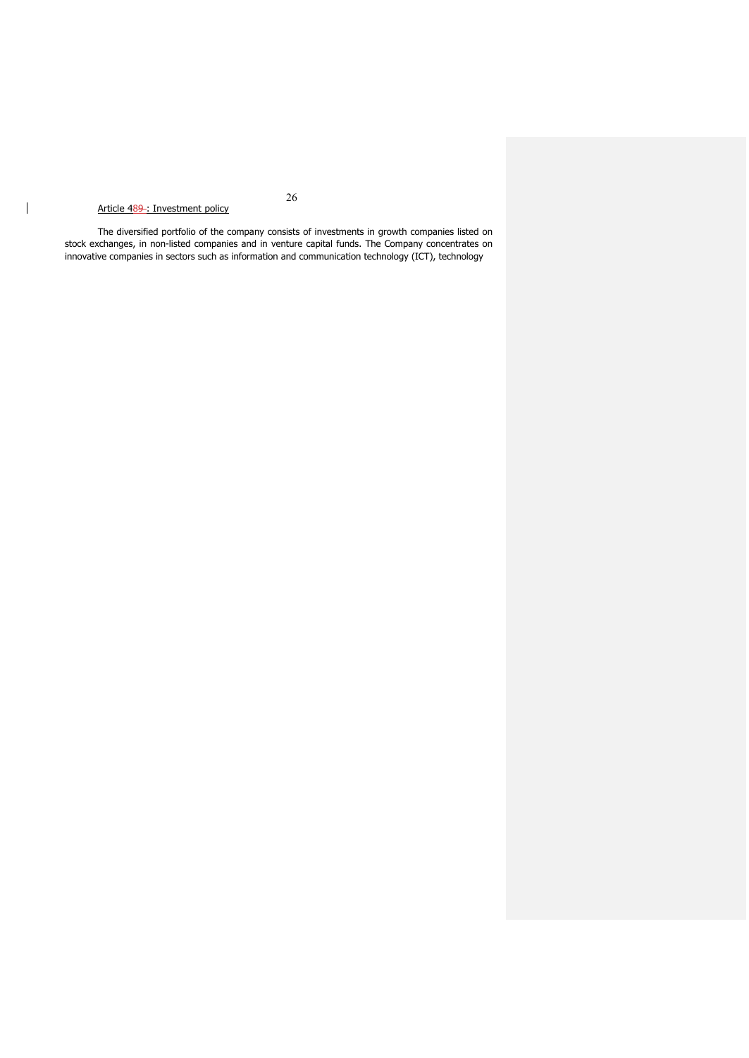Article 489 : Investment policy

The diversified portfolio of the company consists of investments in growth companies listed on stock exchanges, in non-listed companies and in venture capital funds. The Company concentrates on innovative companies in sectors such as information and communication technology (ICT), technology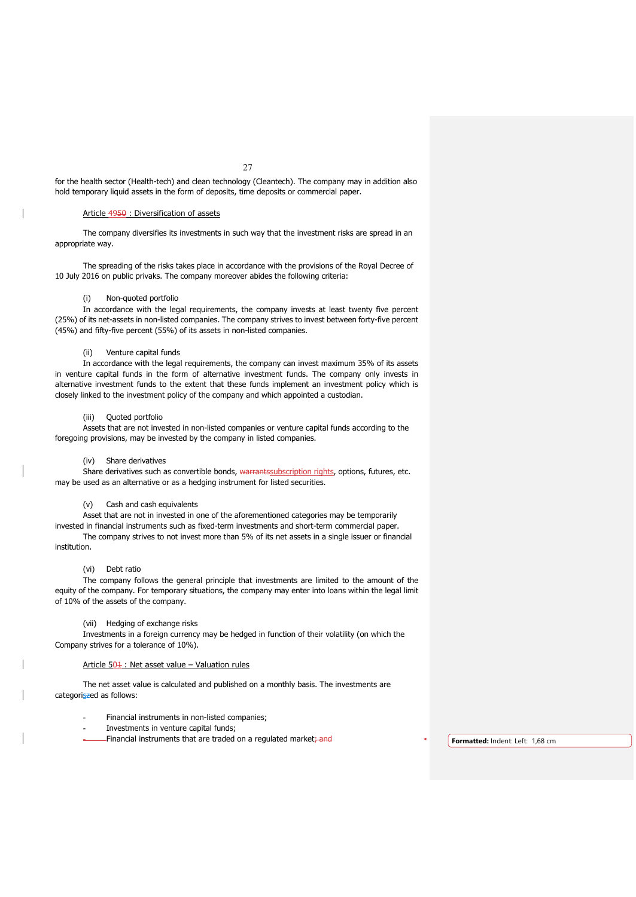for the health sector (Health-tech) and clean technology (Cleantech). The company may in addition also hold temporary liquid assets in the form of deposits, time deposits or commercial paper.

Article 50 : Diversification of assets

The company diversifies its investments in such way that the investment risks are spread in an appropriate way.

The spreading of the risks takes place in accordance with the provisions of the Royal Decree of 10 July 2016 on public privaks. The company moreover abides the following criteria:

(i) Non-quoted portfolio
In accordance with the legal requirements, the company invests at least twenty five percent (25%) of its net-assets in non-listed companies. The company strives to invest between forty-five percent (45%) and fifty-five percent (55%) of its assets in non-listed companies.

(ii) Venture capital funds
In accordance with the legal requirements, the company can invest maximum 35% of its assets in venture capital funds in the form of alternative investment funds. The company only invests in alternative investment funds to the extent that these funds implement an investment policy which is closely linked to the investment policy of the company and which appointed a custodian.

(iii) Quoted portfolio
Assets that are not invested in non-listed companies or venture capital funds according to the foregoing provisions, may be invested by the company in listed companies.

(iv) Share derivatives
Share derivatives such as convertible bonds, subscription rights, options, futures, etc. may be used as an alternative or as a hedging instrument for listed securities.

(v) Cash and cash equivalents
Asset that are not in invested in one of the aforementioned categories may be temporarily invested in financial instruments such as fixed-term investments and short-term commercial paper.
The company strives to not invest more than 5% of its net assets in a single issuer or financial institution.

(vi) Debt ratio
The company follows the general principle that investments are limited to the amount of the equity of the company. For temporary situations, the company may enter into loans within the legal limit of 10% of the assets of the company.

(vii) Hedging of exchange risks
Investments in a foreign currency may be hedged in function of their volatility (on which the Company strives for a tolerance of 10%).

Article 50 : Net asset value – Valuation rules

The net asset value is calculated and published on a monthly basis. The investments are categorised as follows:

- Financial instruments in non-listed companies;
- Investments in venture capital funds;
- Financial instruments that are traded on a regulated market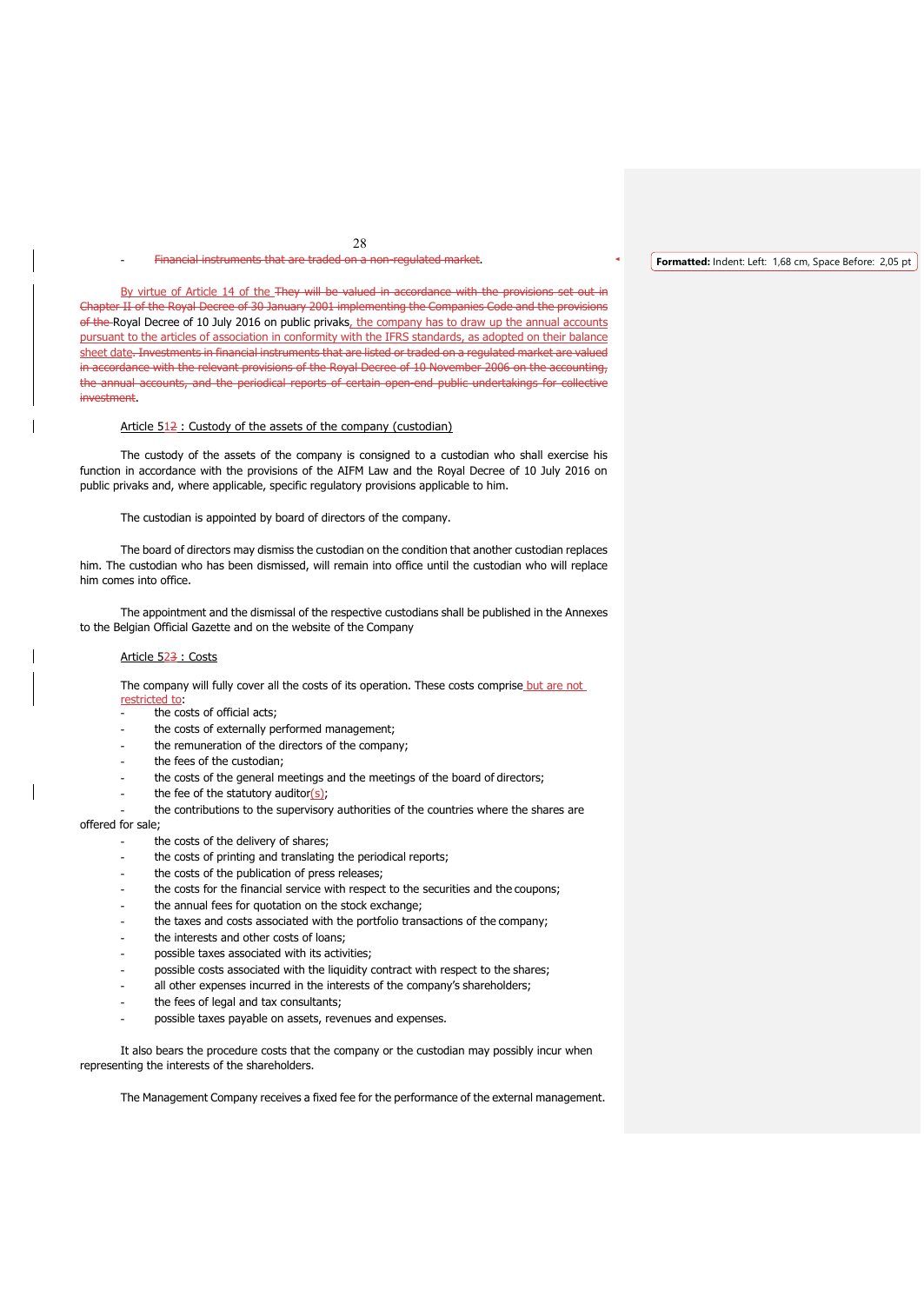- ~~Financial instruments that are traded on a non-regulated market~~.

By virtue of Article 14 of the ~~They will be valued in accordance with the provisions set out in Chapter II of the Royal Decree of 30 January 2001 implementing the Companies Code and the provisions of the~~ Royal Decree of 10 July 2016 on public privaks, the company has to draw up the annual accounts pursuant to the articles of association in conformity with the IFRS standards, as adopted on their balance sheet date~~. Investments in financial instruments that are listed or traded on a regulated market are valued in accordance with the relevant provisions of the Royal Decree of 10 November 2006 on the accounting, the annual accounts, and the periodical reports of certain open-end public undertakings for collective investment~~.

Article 5~~1~~2 : Custody of the assets of the company (custodian)

The custody of the assets of the company is consigned to a custodian who shall exercise his function in accordance with the provisions of the AIFM Law and the Royal Decree of 10 July 2016 on public privaks and, where applicable, specific regulatory provisions applicable to him.

The custodian is appointed by board of directors of the company.

The board of directors may dismiss the custodian on the condition that another custodian replaces him. The custodian who has been dismissed, will remain into office until the custodian who will replace him comes into office.

The appointment and the dismissal of the respective custodians shall be published in the Annexes to the Belgian Official Gazette and on the website of the Company

Article 5~~2~~3 : Costs

The company will fully cover all the costs of its operation. These costs comprise but are not restricted to:

- the costs of official acts;
- the costs of externally performed management;
- the remuneration of the directors of the company;
- the fees of the custodian;
- the costs of the general meetings and the meetings of the board of directors;
- the fee of the statutory auditor(s);
- the contributions to the supervisory authorities of the countries where the shares are offered for sale;
- the costs of the delivery of shares;
- the costs of printing and translating the periodical reports;
- the costs of the publication of press releases;
- the costs for the financial service with respect to the securities and the coupons;
- the annual fees for quotation on the stock exchange;
- the taxes and costs associated with the portfolio transactions of the company;
- the interests and other costs of loans;
- possible taxes associated with its activities;
- possible costs associated with the liquidity contract with respect to the shares;
- all other expenses incurred in the interests of the company's shareholders;
- the fees of legal and tax consultants;
- possible taxes payable on assets, revenues and expenses.

It also bears the procedure costs that the company or the custodian may possibly incur when representing the interests of the shareholders.

The Management Company receives a fixed fee for the performance of the external management.

**Formatted:** Indent: Left: 1,68 cm, Space Before: 2,05 pt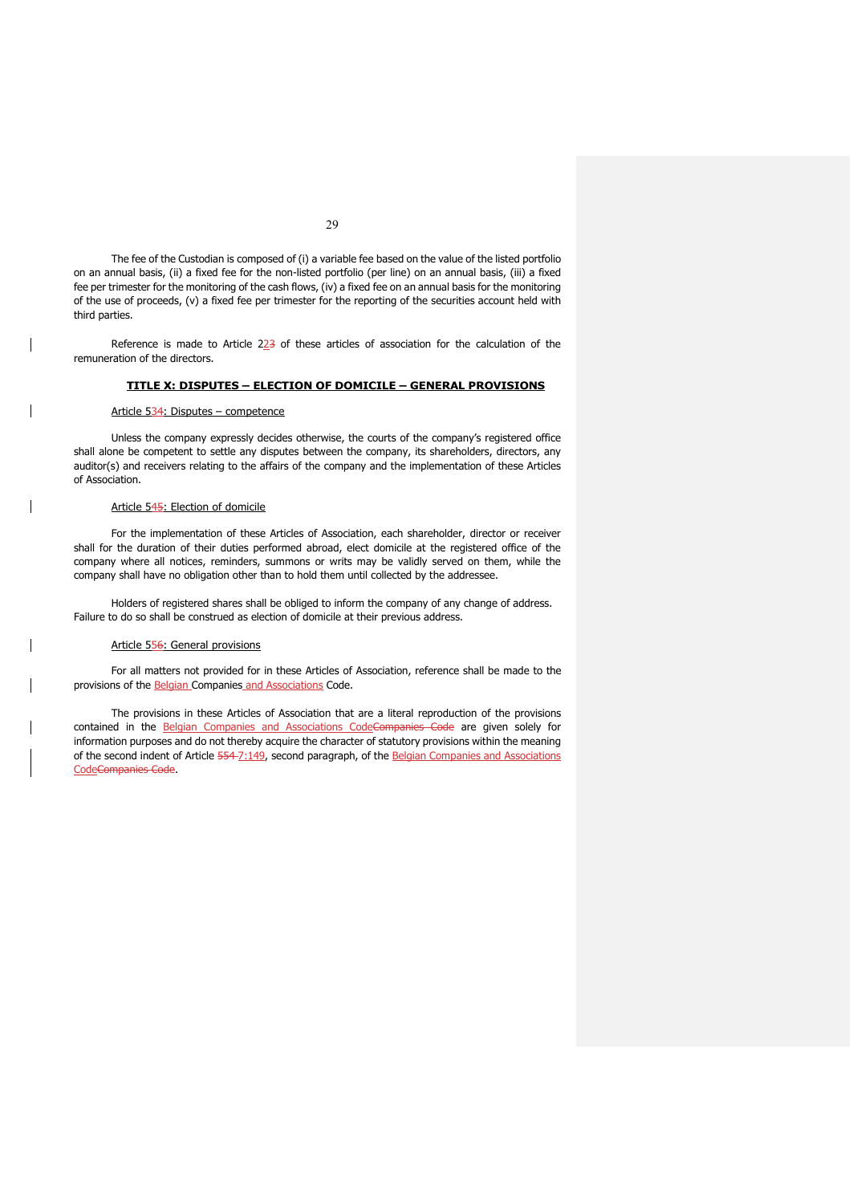The fee of the Custodian is composed of (i) a variable fee based on the value of the listed portfolio on an annual basis, (ii) a fixed fee for the non-listed portfolio (per line) on an annual basis, (iii) a fixed fee per trimester for the monitoring of the cash flows, (iv) a fixed fee on an annual basis for the monitoring of the use of proceeds, (v) a fixed fee per trimester for the reporting of the securities account held with third parties.

Reference is made to Article 2~~3~~2 of these articles of association for the calculation of the remuneration of the directors.

**TITLE X: DISPUTES – ELECTION OF DOMICILE – GENERAL PROVISIONS**

Article 5~~4~~3: Disputes – competence

Unless the company expressly decides otherwise, the courts of the company's registered office shall alone be competent to settle any disputes between the company, its shareholders, directors, any auditor(s) and receivers relating to the affairs of the company and the implementation of these Articles of Association.

Article 5~~5~~4: Election of domicile

For the implementation of these Articles of Association, each shareholder, director or receiver shall for the duration of their duties performed abroad, elect domicile at the registered office of the company where all notices, reminders, summons or writs may be validly served on them, while the company shall have no obligation other than to hold them until collected by the addressee.

Holders of registered shares shall be obliged to inform the company of any change of address. Failure to do so shall be construed as election of domicile at their previous address.

Article 5~~6~~5: General provisions

For all matters not provided for in these Articles of Association, reference shall be made to the provisions of the Belgian Companies and Associations Code.

The provisions in these Articles of Association that are a literal reproduction of the provisions contained in the Belgian Companies and Associations Code~~Companies Code~~ are given solely for information purposes and do not thereby acquire the character of statutory provisions within the meaning of the second indent of Article ~~554~~ 7:149, second paragraph, of the Belgian Companies and Associations Code~~Companies Code~~.